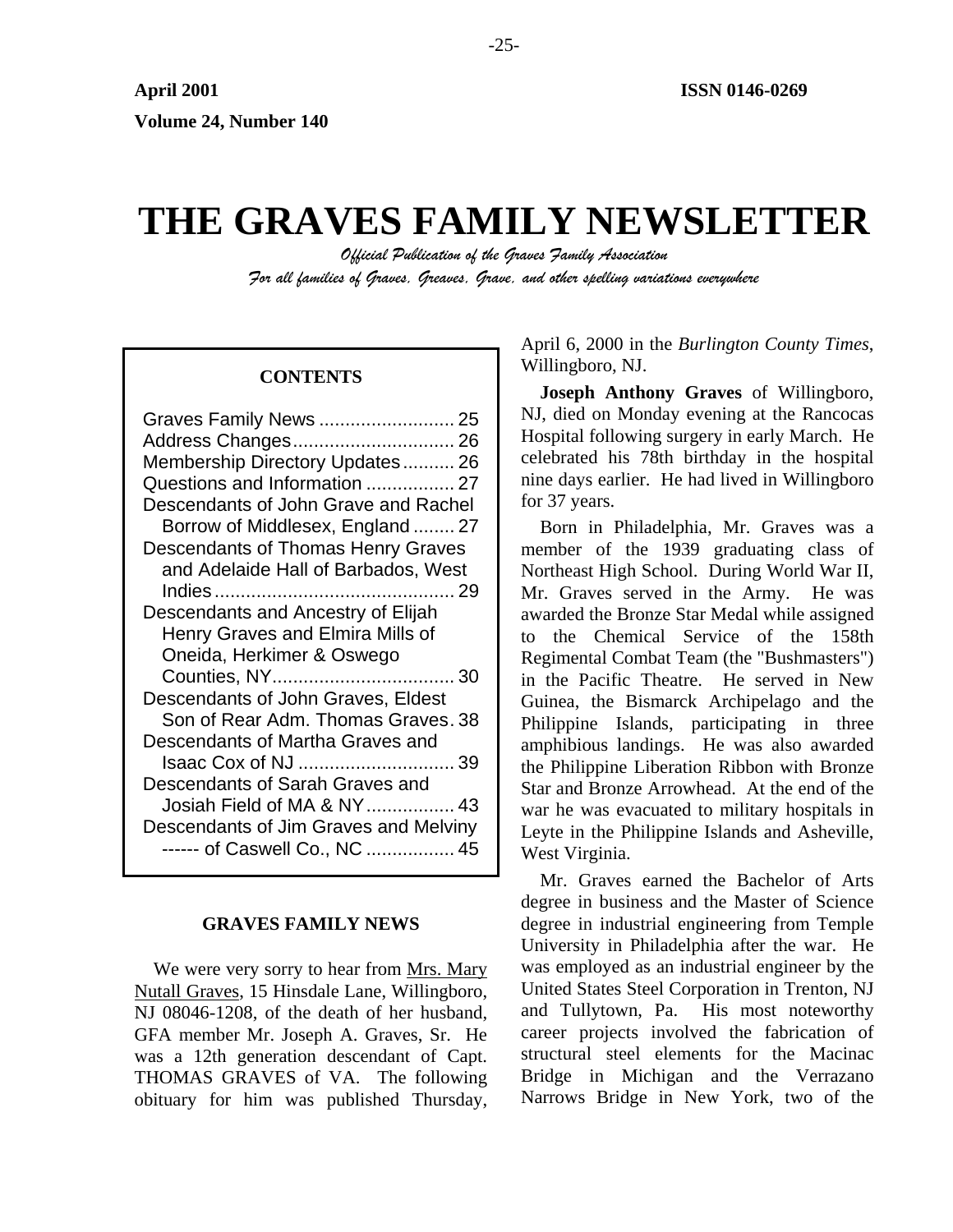April 2001 ISSN 0146-0269

Volume 24, Number 140

# THE GRAVES FAMILY NEWSLETTER

*Official Publication of the Graves Family Association*

*For all families of Graves, Greaves, Grave, and other spelling variations everywhere*

**CONTENTS**

- Graves Family News .......................... 25
- Address Changes.............................. 26
- Membership Directory Updates.......... 26
- Questions and Information ................. 27
- Descendants of John Grave and Rachel Borrow of Middlesex, England ........ 27
- Descendants of Thomas Henry Graves and Adelaide Hall of Barbados, West Indies.............................................. 29
- Descendants and Ancestry of Elijah Henry Graves and Elmira Mills of Oneida, Herkimer & Oswego Counties, NY................................... 30
- Descendants of John Graves, Eldest Son of Rear Adm. Thomas Graves. 38
- Descendants of Martha Graves and Isaac Cox of NJ .............................. 39
- Descendants of Sarah Graves and Josiah Field of MA & NY................. 43
- Descendants of Jim Graves and Melviny ------ of Caswell Co., NC ................. 45

## GRAVES FAMILY NEWS

We were very sorry to hear from Mrs. Mary Nutall Graves, 15 Hinsdale Lane, Willingboro, NJ 08046-1208, of the death of her husband, GFA member Mr. Joseph A. Graves, Sr. He was a 12th generation descendant of Capt. THOMAS GRAVES of VA. The following obituary for him was published Thursday, April 6, 2000 in the *Burlington County Times*, Willingboro, NJ.

**Joseph Anthony Graves** of Willingboro, NJ, died on Monday evening at the Rancocas Hospital following surgery in early March. He celebrated his 78th birthday in the hospital nine days earlier. He had lived in Willingboro for 37 years.

Born in Philadelphia, Mr. Graves was a member of the 1939 graduating class of Northeast High School. During World War II, Mr. Graves served in the Army. He was awarded the Bronze Star Medal while assigned to the Chemical Service of the 158th Regimental Combat Team (the "Bushmasters") in the Pacific Theatre. He served in New Guinea, the Bismarck Archipelago and the Philippine Islands, participating in three amphibious landings. He was also awarded the Philippine Liberation Ribbon with Bronze Star and Bronze Arrowhead. At the end of the war he was evacuated to military hospitals in Leyte in the Philippine Islands and Asheville, West Virginia.

Mr. Graves earned the Bachelor of Arts degree in business and the Master of Science degree in industrial engineering from Temple University in Philadelphia after the war. He was employed as an industrial engineer by the United States Steel Corporation in Trenton, NJ and Tullytown, Pa. His most noteworthy career projects involved the fabrication of structural steel elements for the Macinac Bridge in Michigan and the Verrazano Narrows Bridge in New York, two of the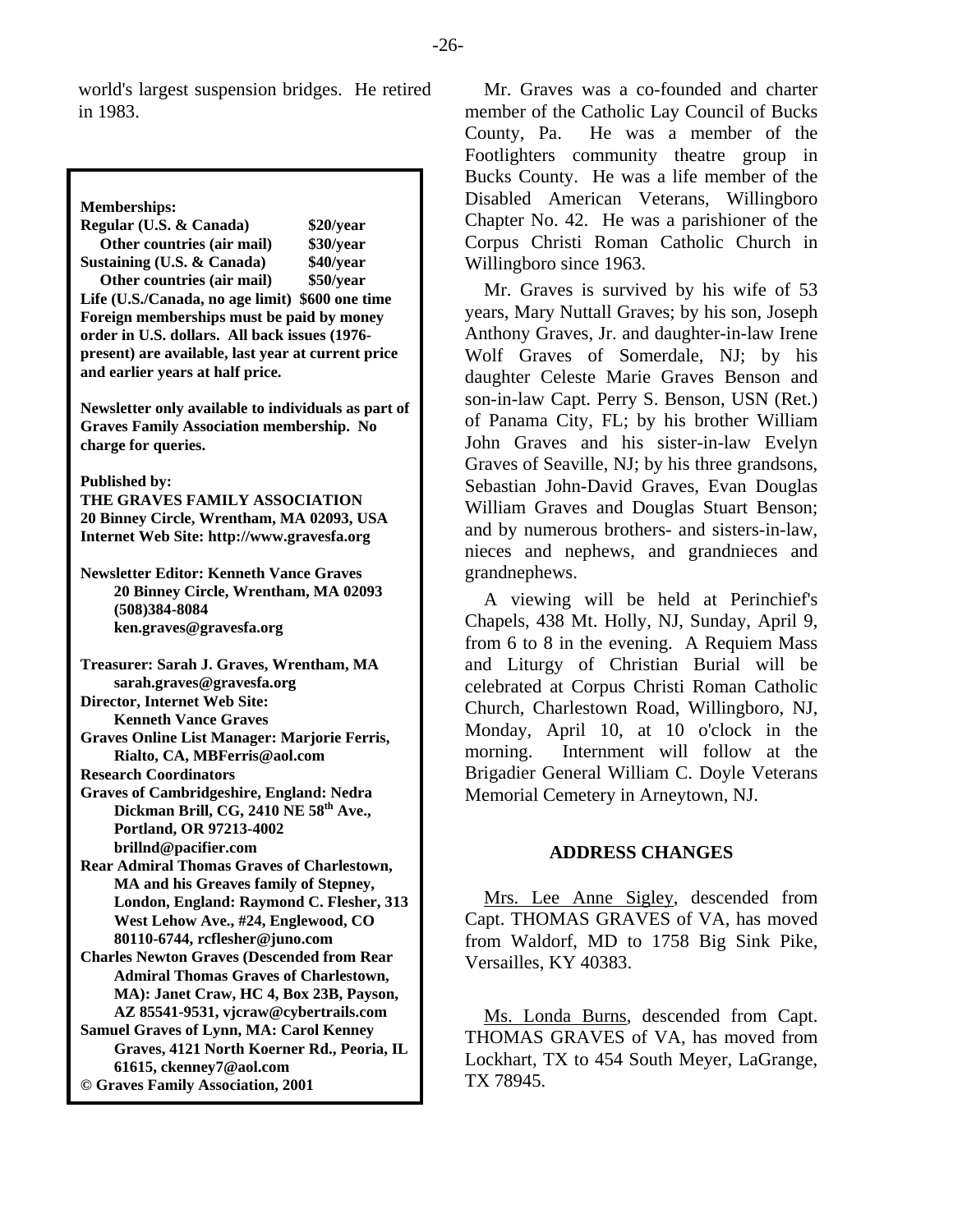world's largest suspension bridges. He retired in 1983.

**Memberships:**

| | |
|---|---|
| **Regular (U.S. & Canada)** | **$20/year** |
| **Other countries (air mail)** | **$30/year** |
| **Sustaining (U.S. & Canada)** | **$40/year** |
| **Other countries (air mail)** | **$50/year** |

**Life (U.S./Canada, no age limit) $600 one time**
**Foreign memberships must be paid by money order in U.S. dollars. All back issues (1976-present) are available, last year at current price and earlier years at half price.**

**Newsletter only available to individuals as part of Graves Family Association membership. No charge for queries.**

**Published by:**
**THE GRAVES FAMILY ASSOCIATION**
**20 Binney Circle, Wrentham, MA 02093, USA**
**Internet Web Site: http://www.gravesfa.org**

**Newsletter Editor: Kenneth Vance Graves**
**20 Binney Circle, Wrentham, MA 02093**
**(508)384-8084**
**ken.graves@gravesfa.org**

**Treasurer: Sarah J. Graves, Wrentham, MA**
**sarah.graves@gravesfa.org**
**Director, Internet Web Site:**
**Kenneth Vance Graves**
**Graves Online List Manager: Marjorie Ferris, Rialto, CA, MBFerris@aol.com**
**Research Coordinators**
**Graves of Cambridgeshire, England: Nedra Dickman Brill, CG, 2410 NE 58th Ave., Portland, OR 97213-4002**
**brillnd@pacifier.com**
**Rear Admiral Thomas Graves of Charlestown, MA and his Greaves family of Stepney, London, England: Raymond C. Flesher, 313 West Lehow Ave., #24, Englewood, CO 80110-6744, rcflesher@juno.com**
**Charles Newton Graves (Descended from Rear Admiral Thomas Graves of Charlestown, MA): Janet Craw, HC 4, Box 23B, Payson, AZ 85541-9531, vjcraw@cybertrails.com**
**Samuel Graves of Lynn, MA: Carol Kenney Graves, 4121 North Koerner Rd., Peoria, IL 61615, ckenney7@aol.com**
**© Graves Family Association, 2001**

Mr. Graves was a co-founded and charter member of the Catholic Lay Council of Bucks County, Pa. He was a member of the Footlighters community theatre group in Bucks County. He was a life member of the Disabled American Veterans, Willingboro Chapter No. 42. He was a parishioner of the Corpus Christi Roman Catholic Church in Willingboro since 1963.

Mr. Graves is survived by his wife of 53 years, Mary Nuttall Graves; by his son, Joseph Anthony Graves, Jr. and daughter-in-law Irene Wolf Graves of Somerdale, NJ; by his daughter Celeste Marie Graves Benson and son-in-law Capt. Perry S. Benson, USN (Ret.) of Panama City, FL; by his brother William John Graves and his sister-in-law Evelyn Graves of Seaville, NJ; by his three grandsons, Sebastian John-David Graves, Evan Douglas William Graves and Douglas Stuart Benson; and by numerous brothers- and sisters-in-law, nieces and nephews, and grandnieces and grandnephews.

A viewing will be held at Perinchief's Chapels, 438 Mt. Holly, NJ, Sunday, April 9, from 6 to 8 in the evening. A Requiem Mass and Liturgy of Christian Burial will be celebrated at Corpus Christi Roman Catholic Church, Charlestown Road, Willingboro, NJ, Monday, April 10, at 10 o'clock in the morning. Internment will follow at the Brigadier General William C. Doyle Veterans Memorial Cemetery in Arneytown, NJ.

## ADDRESS CHANGES

Mrs. Lee Anne Sigley, descended from Capt. THOMAS GRAVES of VA, has moved from Waldorf, MD to 1758 Big Sink Pike, Versailles, KY 40383.

Ms. Londa Burns, descended from Capt. THOMAS GRAVES of VA, has moved from Lockhart, TX to 454 South Meyer, LaGrange, TX 78945.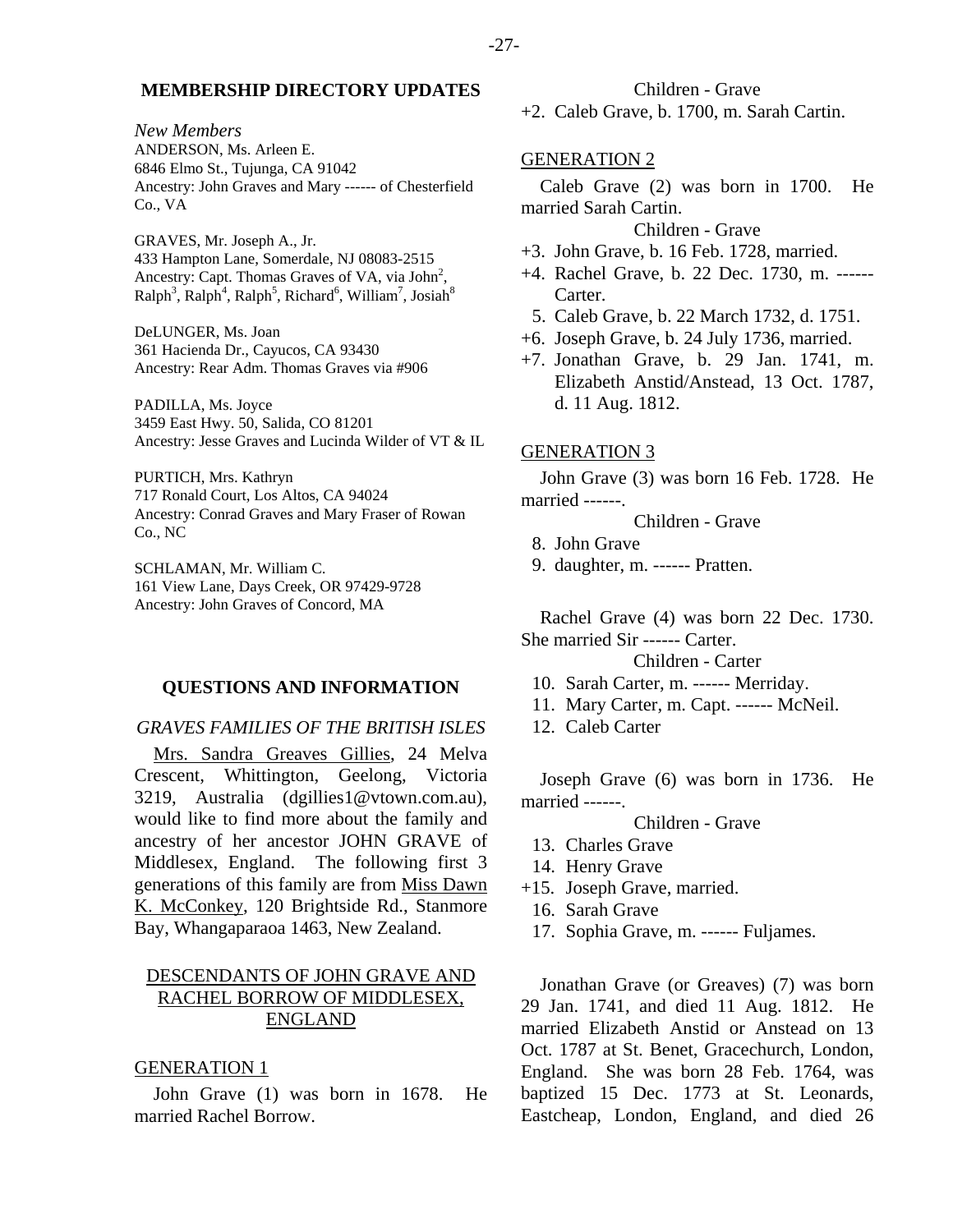## MEMBERSHIP DIRECTORY UPDATES

*New Members*

ANDERSON, Ms. Arleen E.
6846 Elmo St., Tujunga, CA 91042
Ancestry: John Graves and Mary ------ of Chesterfield Co., VA

GRAVES, Mr. Joseph A., Jr.
433 Hampton Lane, Somerdale, NJ 08083-2515
Ancestry: Capt. Thomas Graves of VA, via John[2], Ralph[3], Ralph[4], Ralph[5], Richard[6], William[7], Josiah[8]

DeLUNGER, Ms. Joan
361 Hacienda Dr., Cayucos, CA 93430
Ancestry: Rear Adm. Thomas Graves via #906

PADILLA, Ms. Joyce
3459 East Hwy. 50, Salida, CO 81201
Ancestry: Jesse Graves and Lucinda Wilder of VT & IL

PURTICH, Mrs. Kathryn
717 Ronald Court, Los Altos, CA 94024
Ancestry: Conrad Graves and Mary Fraser of Rowan Co., NC

SCHLAMAN, Mr. William C.
161 View Lane, Days Creek, OR 97429-9728
Ancestry: John Graves of Concord, MA

## QUESTIONS AND INFORMATION

### *GRAVES FAMILIES OF THE BRITISH ISLES*

Mrs. Sandra Greaves Gillies, 24 Melva Crescent, Whittington, Geelong, Victoria 3219, Australia (dgillies1@vtown.com.au), would like to find more about the family and ancestry of her ancestor JOHN GRAVE of Middlesex, England. The following first 3 generations of this family are from Miss Dawn K. McConkey, 120 Brightside Rd., Stanmore Bay, Whangaparaoa 1463, New Zealand.

### DESCENDANTS OF JOHN GRAVE AND RACHEL BORROW OF MIDDLESEX, ENGLAND

#### GENERATION 1

John Grave (1) was born in 1678. He married Rachel Borrow.

Children - Grave

+2. Caleb Grave, b. 1700, m. Sarah Cartin.

#### GENERATION 2

Caleb Grave (2) was born in 1700. He married Sarah Cartin.

Children - Grave

+3. John Grave, b. 16 Feb. 1728, married.
+4. Rachel Grave, b. 22 Dec. 1730, m. ------ Carter.
5. Caleb Grave, b. 22 March 1732, d. 1751.
+6. Joseph Grave, b. 24 July 1736, married.
+7. Jonathan Grave, b. 29 Jan. 1741, m. Elizabeth Anstid/Anstead, 13 Oct. 1787, d. 11 Aug. 1812.

#### GENERATION 3

John Grave (3) was born 16 Feb. 1728. He married ------.

Children - Grave

8. John Grave
9. daughter, m. ------ Pratten.

Rachel Grave (4) was born 22 Dec. 1730. She married Sir ------ Carter.

Children - Carter

10. Sarah Carter, m. ------ Merriday.
11. Mary Carter, m. Capt. ------ McNeil.
12. Caleb Carter

Joseph Grave (6) was born in 1736. He married ------.

Children - Grave

13. Charles Grave
14. Henry Grave
+15. Joseph Grave, married.
16. Sarah Grave
17. Sophia Grave, m. ------ Fuljames.

Jonathan Grave (or Greaves) (7) was born 29 Jan. 1741, and died 11 Aug. 1812. He married Elizabeth Anstid or Anstead on 13 Oct. 1787 at St. Benet, Gracechurch, London, England. She was born 28 Feb. 1764, was baptized 15 Dec. 1773 at St. Leonards, Eastcheap, London, England, and died 26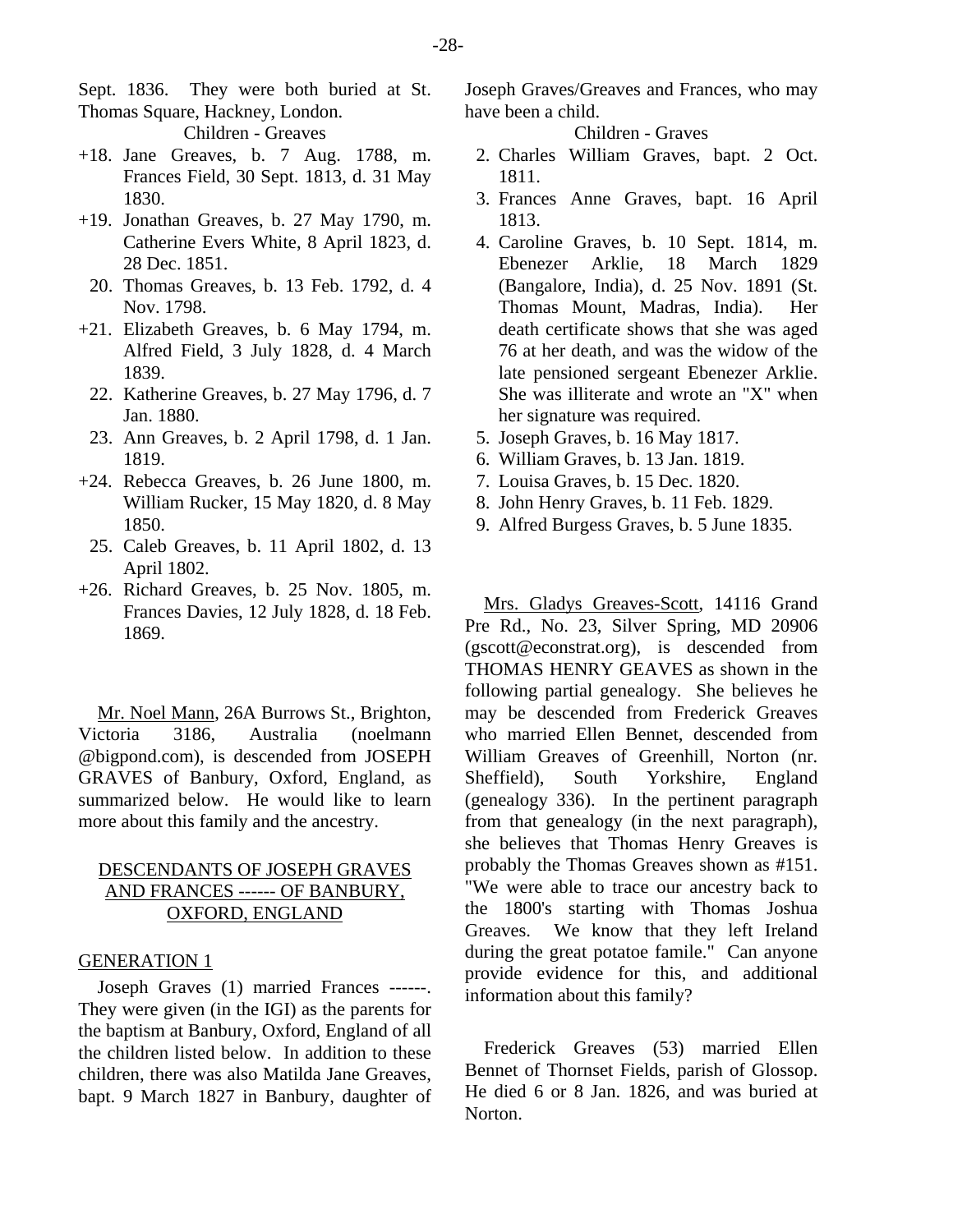Sept. 1836. They were both buried at St. Thomas Square, Hackney, London.

Children - Greaves

+18. Jane Greaves, b. 7 Aug. 1788, m. Frances Field, 30 Sept. 1813, d. 31 May 1830.

+19. Jonathan Greaves, b. 27 May 1790, m. Catherine Evers White, 8 April 1823, d. 28 Dec. 1851.

20. Thomas Greaves, b. 13 Feb. 1792, d. 4 Nov. 1798.

+21. Elizabeth Greaves, b. 6 May 1794, m. Alfred Field, 3 July 1828, d. 4 March 1839.

22. Katherine Greaves, b. 27 May 1796, d. 7 Jan. 1880.

23. Ann Greaves, b. 2 April 1798, d. 1 Jan. 1819.

+24. Rebecca Greaves, b. 26 June 1800, m. William Rucker, 15 May 1820, d. 8 May 1850.

25. Caleb Greaves, b. 11 April 1802, d. 13 April 1802.

+26. Richard Greaves, b. 25 Nov. 1805, m. Frances Davies, 12 July 1828, d. 18 Feb. 1869.

Mr. Noel Mann, 26A Burrows St., Brighton, Victoria 3186, Australia (noelmann @bigpond.com), is descended from JOSEPH GRAVES of Banbury, Oxford, England, as summarized below. He would like to learn more about this family and the ancestry.

## DESCENDANTS OF JOSEPH GRAVES AND FRANCES ------ OF BANBURY, OXFORD, ENGLAND

### GENERATION 1

Joseph Graves (1) married Frances ------. They were given (in the IGI) as the parents for the baptism at Banbury, Oxford, England of all the children listed below. In addition to these children, there was also Matilda Jane Greaves, bapt. 9 March 1827 in Banbury, daughter of Joseph Graves/Greaves and Frances, who may have been a child.

Children - Graves

2. Charles William Graves, bapt. 2 Oct. 1811.
3. Frances Anne Graves, bapt. 16 April 1813.
4. Caroline Graves, b. 10 Sept. 1814, m. Ebenezer Arklie, 18 March 1829 (Bangalore, India), d. 25 Nov. 1891 (St. Thomas Mount, Madras, India). Her death certificate shows that she was aged 76 at her death, and was the widow of the late pensioned sergeant Ebenezer Arklie. She was illiterate and wrote an "X" when her signature was required.
5. Joseph Graves, b. 16 May 1817.
6. William Graves, b. 13 Jan. 1819.
7. Louisa Graves, b. 15 Dec. 1820.
8. John Henry Graves, b. 11 Feb. 1829.
9. Alfred Burgess Graves, b. 5 June 1835.

Mrs. Gladys Greaves-Scott, 14116 Grand Pre Rd., No. 23, Silver Spring, MD 20906 (gscott@econstrat.org), is descended from THOMAS HENRY GEAVES as shown in the following partial genealogy. She believes he may be descended from Frederick Greaves who married Ellen Bennet, descended from William Greaves of Greenhill, Norton (nr. Sheffield), South Yorkshire, England (genealogy 336). In the pertinent paragraph from that genealogy (in the next paragraph), she believes that Thomas Henry Greaves is probably the Thomas Greaves shown as #151. "We were able to trace our ancestry back to the 1800's starting with Thomas Joshua Greaves. We know that they left Ireland during the great potatoe famile." Can anyone provide evidence for this, and additional information about this family?

Frederick Greaves (53) married Ellen Bennet of Thornset Fields, parish of Glossop. He died 6 or 8 Jan. 1826, and was buried at Norton.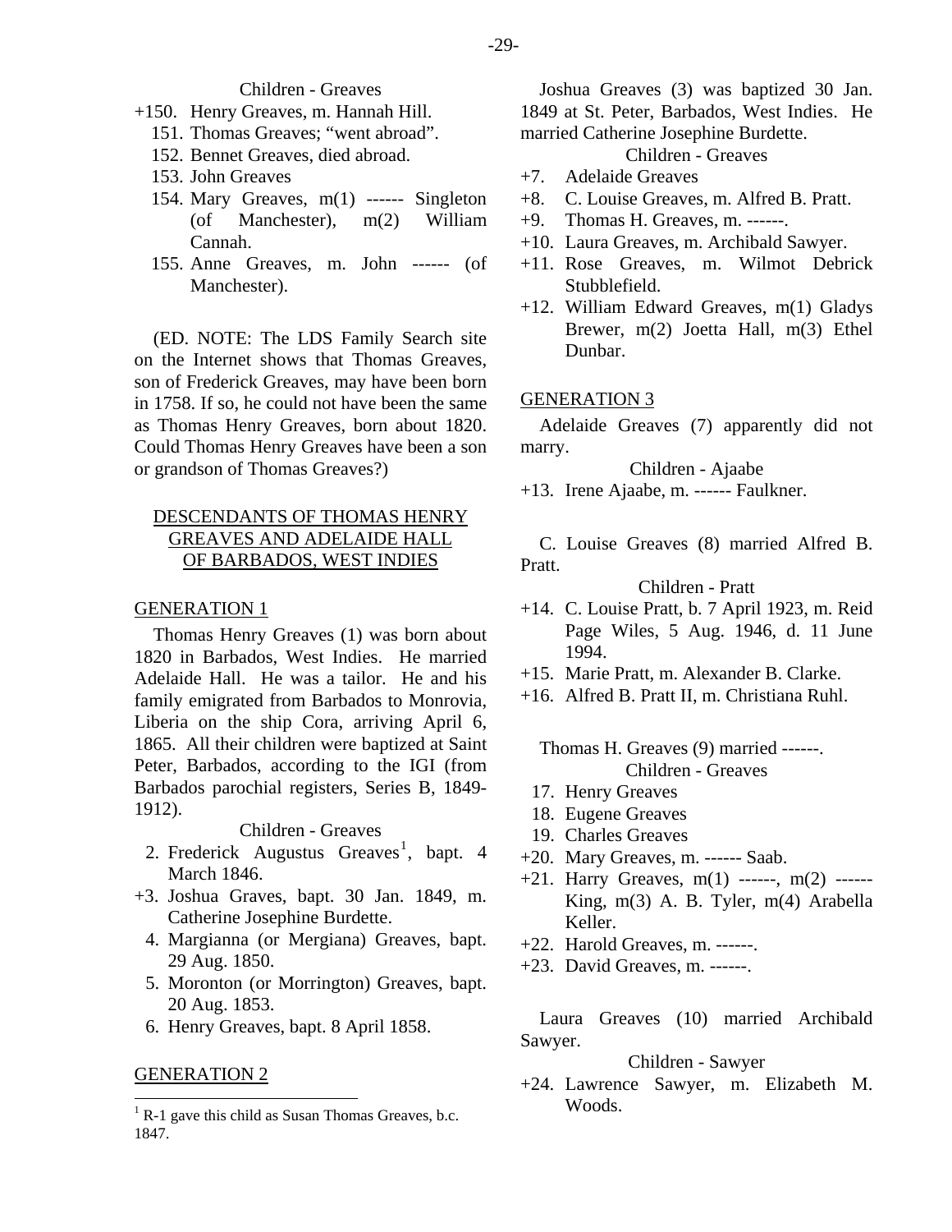Children - Greaves

- +150. Henry Greaves, m. Hannah Hill.
- 151. Thomas Greaves; "went abroad".
- 152. Bennet Greaves, died abroad.
- 153. John Greaves
- 154. Mary Greaves, m(1) ------ Singleton (of Manchester), m(2) William Cannah.
- 155. Anne Greaves, m. John ------ (of Manchester).

(ED. NOTE: The LDS Family Search site on the Internet shows that Thomas Greaves, son of Frederick Greaves, may have been born in 1758. If so, he could not have been the same as Thomas Henry Greaves, born about 1820. Could Thomas Henry Greaves have been a son or grandson of Thomas Greaves?)

## DESCENDANTS OF THOMAS HENRY GREAVES AND ADELAIDE HALL OF BARBADOS, WEST INDIES

### GENERATION 1

Thomas Henry Greaves (1) was born about 1820 in Barbados, West Indies. He married Adelaide Hall. He was a tailor. He and his family emigrated from Barbados to Monrovia, Liberia on the ship Cora, arriving April 6, 1865. All their children were baptized at Saint Peter, Barbados, according to the IGI (from Barbados parochial registers, Series B, 1849-1912).

Children - Greaves

- 2. Frederick Augustus Greaves[1], bapt. 4 March 1846.
- +3. Joshua Graves, bapt. 30 Jan. 1849, m. Catherine Josephine Burdette.
- 4. Margianna (or Mergiana) Greaves, bapt. 29 Aug. 1850.
- 5. Moronton (or Morrington) Greaves, bapt. 20 Aug. 1853.
- 6. Henry Greaves, bapt. 8 April 1858.

### GENERATION 2

Joshua Greaves (3) was baptized 30 Jan. 1849 at St. Peter, Barbados, West Indies. He married Catherine Josephine Burdette.

Children - Greaves

- +7. Adelaide Greaves
- +8. C. Louise Greaves, m. Alfred B. Pratt.
- +9. Thomas H. Greaves, m. ------.
- +10. Laura Greaves, m. Archibald Sawyer.
- +11. Rose Greaves, m. Wilmot Debrick Stubblefield.
- +12. William Edward Greaves, m(1) Gladys Brewer, m(2) Joetta Hall, m(3) Ethel Dunbar.

### GENERATION 3

Adelaide Greaves (7) apparently did not marry.

Children - Ajaabe

- +13. Irene Ajaabe, m. ------ Faulkner.

C. Louise Greaves (8) married Alfred B. Pratt.

Children - Pratt

- +14. C. Louise Pratt, b. 7 April 1923, m. Reid Page Wiles, 5 Aug. 1946, d. 11 June 1994.
- +15. Marie Pratt, m. Alexander B. Clarke.
- +16. Alfred B. Pratt II, m. Christiana Ruhl.

Thomas H. Greaves (9) married ------.

Children - Greaves

- 17. Henry Greaves
- 18. Eugene Greaves
- 19. Charles Greaves
- +20. Mary Greaves, m. ------ Saab.
- +21. Harry Greaves, m(1) ------, m(2) ------ King, m(3) A. B. Tyler, m(4) Arabella Keller.
- +22. Harold Greaves, m. ------.
- +23. David Greaves, m. ------.

Laura Greaves (10) married Archibald Sawyer.

Children - Sawyer

- +24. Lawrence Sawyer, m. Elizabeth M. Woods.

[1] R-1 gave this child as Susan Thomas Greaves, b.c. 1847.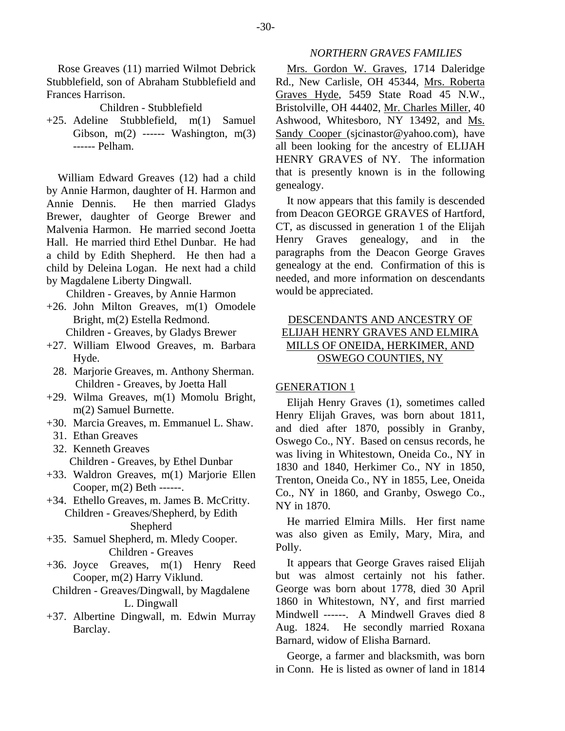Rose Greaves (11) married Wilmot Debrick Stubblefield, son of Abraham Stubblefield and Frances Harrison.

Children - Stubblefield

+25. Adeline Stubblefield, m(1) Samuel Gibson, m(2) ------ Washington, m(3) ------ Pelham.

William Edward Greaves (12) had a child by Annie Harmon, daughter of H. Harmon and Annie Dennis. He then married Gladys Brewer, daughter of George Brewer and Malvenia Harmon. He married second Joetta Hall. He married third Ethel Dunbar. He had a child by Edith Shepherd. He then had a child by Deleina Logan. He next had a child by Magdalene Liberty Dingwall.

Children - Greaves, by Annie Harmon

+26. John Milton Greaves, m(1) Omodele Bright, m(2) Estella Redmond.

Children - Greaves, by Gladys Brewer

+27. William Elwood Greaves, m. Barbara Hyde.

28. Marjorie Greaves, m. Anthony Sherman.

Children - Greaves, by Joetta Hall

+29. Wilma Greaves, m(1) Momolu Bright, m(2) Samuel Burnette.

+30. Marcia Greaves, m. Emmanuel L. Shaw.

31. Ethan Greaves

32. Kenneth Greaves

Children - Greaves, by Ethel Dunbar

+33. Waldron Greaves, m(1) Marjorie Ellen Cooper, m(2) Beth ------.

+34. Ethello Greaves, m. James B. McCritty.

Children - Greaves/Shepherd, by Edith Shepherd

+35. Samuel Shepherd, m. Mledy Cooper.

Children - Greaves

+36. Joyce Greaves, m(1) Henry Reed Cooper, m(2) Harry Viklund.

Children - Greaves/Dingwall, by Magdalene L. Dingwall

+37. Albertine Dingwall, m. Edwin Murray Barclay.

*NORTHERN GRAVES FAMILIES*

Mrs. Gordon W. Graves, 1714 Daleridge Rd., New Carlisle, OH 45344, Mrs. Roberta Graves Hyde, 5459 State Road 45 N.W., Bristolville, OH 44402, Mr. Charles Miller, 40 Ashwood, Whitesboro, NY 13492, and Ms. Sandy Cooper (sjcinastor@yahoo.com), have all been looking for the ancestry of ELIJAH HENRY GRAVES of NY. The information that is presently known is in the following genealogy.

It now appears that this family is descended from Deacon GEORGE GRAVES of Hartford, CT, as discussed in generation 1 of the Elijah Henry Graves genealogy, and in the paragraphs from the Deacon George Graves genealogy at the end. Confirmation of this is needed, and more information on descendants would be appreciated.

## DESCENDANTS AND ANCESTRY OF ELIJAH HENRY GRAVES AND ELMIRA MILLS OF ONEIDA, HERKIMER, AND OSWEGO COUNTIES, NY

### GENERATION 1

Elijah Henry Graves (1), sometimes called Henry Elijah Graves, was born about 1811, and died after 1870, possibly in Granby, Oswego Co., NY. Based on census records, he was living in Whitestown, Oneida Co., NY in 1830 and 1840, Herkimer Co., NY in 1850, Trenton, Oneida Co., NY in 1855, Lee, Oneida Co., NY in 1860, and Granby, Oswego Co., NY in 1870.

He married Elmira Mills. Her first name was also given as Emily, Mary, Mira, and Polly.

It appears that George Graves raised Elijah but was almost certainly not his father. George was born about 1778, died 30 April 1860 in Whitestown, NY, and first married Mindwell ------. A Mindwell Graves died 8 Aug. 1824. He secondly married Roxana Barnard, widow of Elisha Barnard.

George, a farmer and blacksmith, was born in Conn. He is listed as owner of land in 1814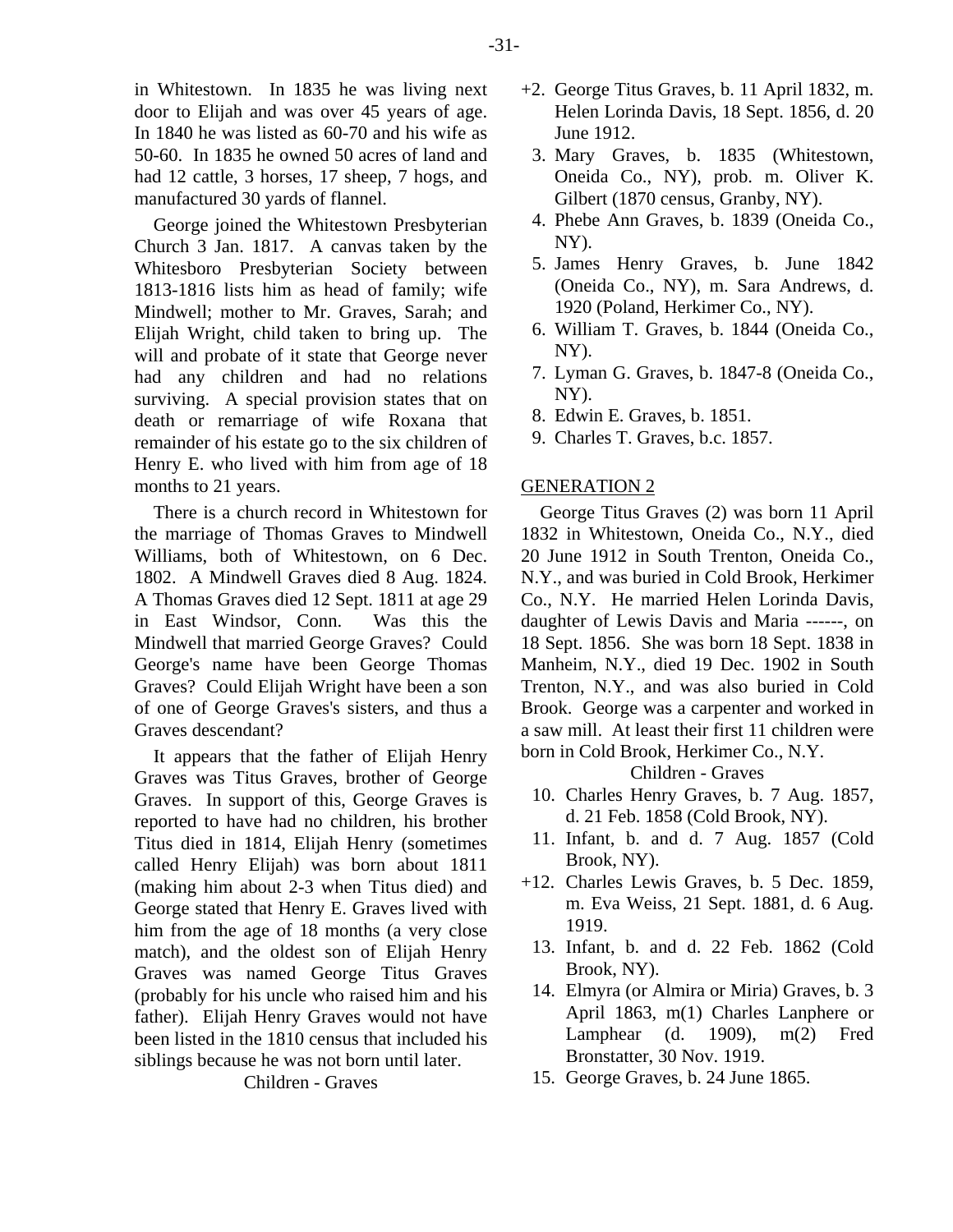in Whitestown. In 1835 he was living next door to Elijah and was over 45 years of age. In 1840 he was listed as 60-70 and his wife as 50-60. In 1835 he owned 50 acres of land and had 12 cattle, 3 horses, 17 sheep, 7 hogs, and manufactured 30 yards of flannel.

George joined the Whitestown Presbyterian Church 3 Jan. 1817. A canvas taken by the Whitesboro Presbyterian Society between 1813-1816 lists him as head of family; wife Mindwell; mother to Mr. Graves, Sarah; and Elijah Wright, child taken to bring up. The will and probate of it state that George never had any children and had no relations surviving. A special provision states that on death or remarriage of wife Roxana that remainder of his estate go to the six children of Henry E. who lived with him from age of 18 months to 21 years.

There is a church record in Whitestown for the marriage of Thomas Graves to Mindwell Williams, both of Whitestown, on 6 Dec. 1802. A Mindwell Graves died 8 Aug. 1824. A Thomas Graves died 12 Sept. 1811 at age 29 in East Windsor, Conn. Was this the Mindwell that married George Graves? Could George's name have been George Thomas Graves? Could Elijah Wright have been a son of one of George Graves's sisters, and thus a Graves descendant?

It appears that the father of Elijah Henry Graves was Titus Graves, brother of George Graves. In support of this, George Graves is reported to have had no children, his brother Titus died in 1814, Elijah Henry (sometimes called Henry Elijah) was born about 1811 (making him about 2-3 when Titus died) and George stated that Henry E. Graves lived with him from the age of 18 months (a very close match), and the oldest son of Elijah Henry Graves was named George Titus Graves (probably for his uncle who raised him and his father). Elijah Henry Graves would not have been listed in the 1810 census that included his siblings because he was not born until later.

Children - Graves

+2. George Titus Graves, b. 11 April 1832, m. Helen Lorinda Davis, 18 Sept. 1856, d. 20 June 1912.
3. Mary Graves, b. 1835 (Whitestown, Oneida Co., NY), prob. m. Oliver K. Gilbert (1870 census, Granby, NY).
4. Phebe Ann Graves, b. 1839 (Oneida Co., NY).
5. James Henry Graves, b. June 1842 (Oneida Co., NY), m. Sara Andrews, d. 1920 (Poland, Herkimer Co., NY).
6. William T. Graves, b. 1844 (Oneida Co., NY).
7. Lyman G. Graves, b. 1847-8 (Oneida Co., NY).
8. Edwin E. Graves, b. 1851.
9. Charles T. Graves, b.c. 1857.

## GENERATION 2

George Titus Graves (2) was born 11 April 1832 in Whitestown, Oneida Co., N.Y., died 20 June 1912 in South Trenton, Oneida Co., N.Y., and was buried in Cold Brook, Herkimer Co., N.Y. He married Helen Lorinda Davis, daughter of Lewis Davis and Maria ------, on 18 Sept. 1856. She was born 18 Sept. 1838 in Manheim, N.Y., died 19 Dec. 1902 in South Trenton, N.Y., and was also buried in Cold Brook. George was a carpenter and worked in a saw mill. At least their first 11 children were born in Cold Brook, Herkimer Co., N.Y.

Children - Graves

10. Charles Henry Graves, b. 7 Aug. 1857, d. 21 Feb. 1858 (Cold Brook, NY).
11. Infant, b. and d. 7 Aug. 1857 (Cold Brook, NY).
+12. Charles Lewis Graves, b. 5 Dec. 1859, m. Eva Weiss, 21 Sept. 1881, d. 6 Aug. 1919.
13. Infant, b. and d. 22 Feb. 1862 (Cold Brook, NY).
14. Elmyra (or Almira or Miria) Graves, b. 3 April 1863, m(1) Charles Lanphere or Lamphear (d. 1909), m(2) Fred Bronstatter, 30 Nov. 1919.
15. George Graves, b. 24 June 1865.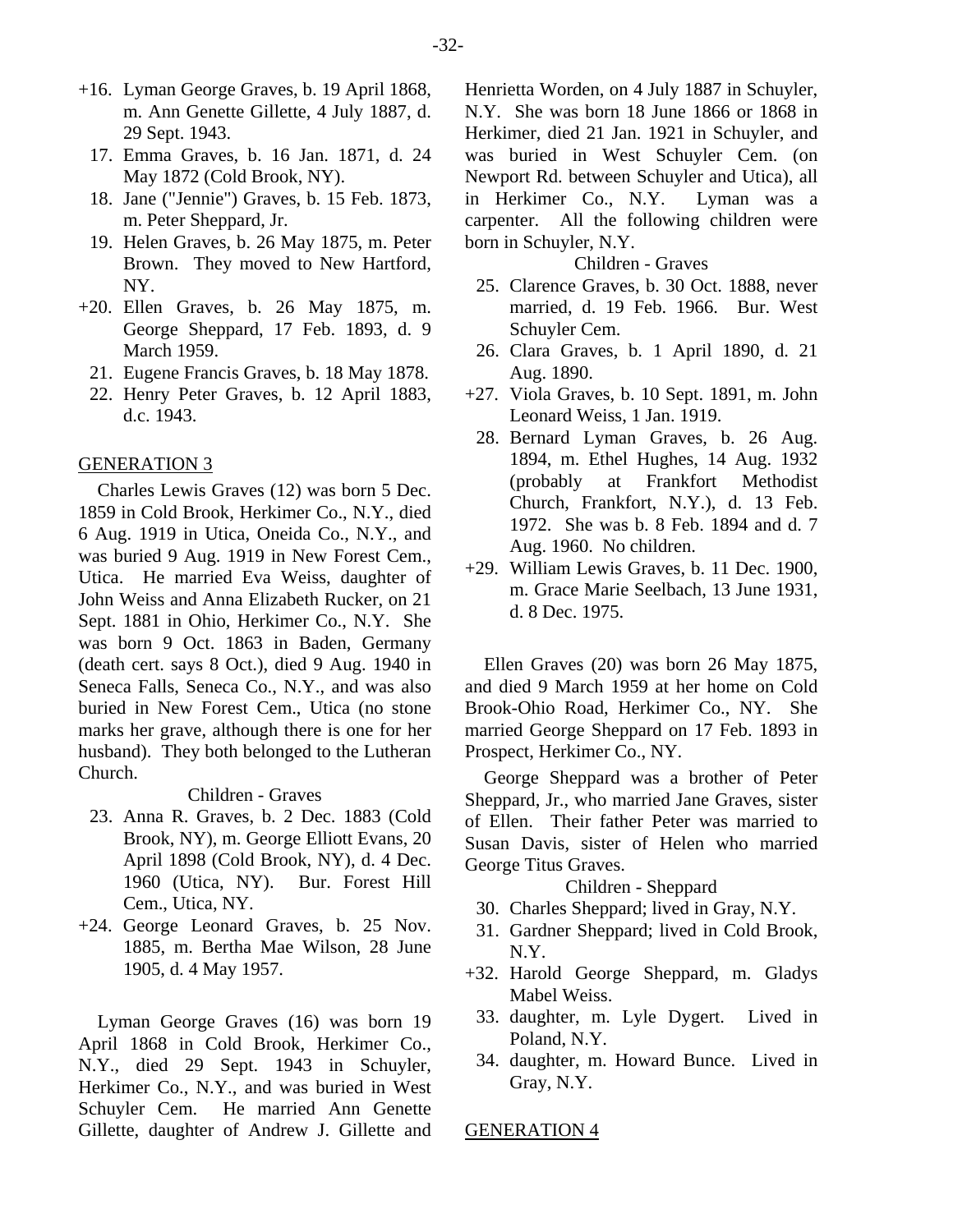+16. Lyman George Graves, b. 19 April 1868, m. Ann Genette Gillette, 4 July 1887, d. 29 Sept. 1943.
 17. Emma Graves, b. 16 Jan. 1871, d. 24 May 1872 (Cold Brook, NY).
 18. Jane ("Jennie") Graves, b. 15 Feb. 1873, m. Peter Sheppard, Jr.
 19. Helen Graves, b. 26 May 1875, m. Peter Brown. They moved to New Hartford, NY.
+20. Ellen Graves, b. 26 May 1875, m. George Sheppard, 17 Feb. 1893, d. 9 March 1959.
 21. Eugene Francis Graves, b. 18 May 1878.
 22. Henry Peter Graves, b. 12 April 1883, d.c. 1943.

## GENERATION 3

Charles Lewis Graves (12) was born 5 Dec. 1859 in Cold Brook, Herkimer Co., N.Y., died 6 Aug. 1919 in Utica, Oneida Co., N.Y., and was buried 9 Aug. 1919 in New Forest Cem., Utica. He married Eva Weiss, daughter of John Weiss and Anna Elizabeth Rucker, on 21 Sept. 1881 in Ohio, Herkimer Co., N.Y. She was born 9 Oct. 1863 in Baden, Germany (death cert. says 8 Oct.), died 9 Aug. 1940 in Seneca Falls, Seneca Co., N.Y., and was also buried in New Forest Cem., Utica (no stone marks her grave, although there is one for her husband). They both belonged to the Lutheran Church.

Children - Graves

 23. Anna R. Graves, b. 2 Dec. 1883 (Cold Brook, NY), m. George Elliott Evans, 20 April 1898 (Cold Brook, NY), d. 4 Dec. 1960 (Utica, NY). Bur. Forest Hill Cem., Utica, NY.
+24. George Leonard Graves, b. 25 Nov. 1885, m. Bertha Mae Wilson, 28 June 1905, d. 4 May 1957.

Lyman George Graves (16) was born 19 April 1868 in Cold Brook, Herkimer Co., N.Y., died 29 Sept. 1943 in Schuyler, Herkimer Co., N.Y., and was buried in West Schuyler Cem. He married Ann Genette Gillette, daughter of Andrew J. Gillette and Henrietta Worden, on 4 July 1887 in Schuyler, N.Y. She was born 18 June 1866 or 1868 in Herkimer, died 21 Jan. 1921 in Schuyler, and was buried in West Schuyler Cem. (on Newport Rd. between Schuyler and Utica), all in Herkimer Co., N.Y. Lyman was a carpenter. All the following children were born in Schuyler, N.Y.

Children - Graves

 25. Clarence Graves, b. 30 Oct. 1888, never married, d. 19 Feb. 1966. Bur. West Schuyler Cem.
 26. Clara Graves, b. 1 April 1890, d. 21 Aug. 1890.
+27. Viola Graves, b. 10 Sept. 1891, m. John Leonard Weiss, 1 Jan. 1919.
 28. Bernard Lyman Graves, b. 26 Aug. 1894, m. Ethel Hughes, 14 Aug. 1932 (probably at Frankfort Methodist Church, Frankfort, N.Y.), d. 13 Feb. 1972. She was b. 8 Feb. 1894 and d. 7 Aug. 1960. No children.
+29. William Lewis Graves, b. 11 Dec. 1900, m. Grace Marie Seelbach, 13 June 1931, d. 8 Dec. 1975.

Ellen Graves (20) was born 26 May 1875, and died 9 March 1959 at her home on Cold Brook-Ohio Road, Herkimer Co., NY. She married George Sheppard on 17 Feb. 1893 in Prospect, Herkimer Co., NY.

George Sheppard was a brother of Peter Sheppard, Jr., who married Jane Graves, sister of Ellen. Their father Peter was married to Susan Davis, sister of Helen who married George Titus Graves.

Children - Sheppard

 30. Charles Sheppard; lived in Gray, N.Y.
 31. Gardner Sheppard; lived in Cold Brook, N.Y.
+32. Harold George Sheppard, m. Gladys Mabel Weiss.
 33. daughter, m. Lyle Dygert. Lived in Poland, N.Y.
 34. daughter, m. Howard Bunce. Lived in Gray, N.Y.

## GENERATION 4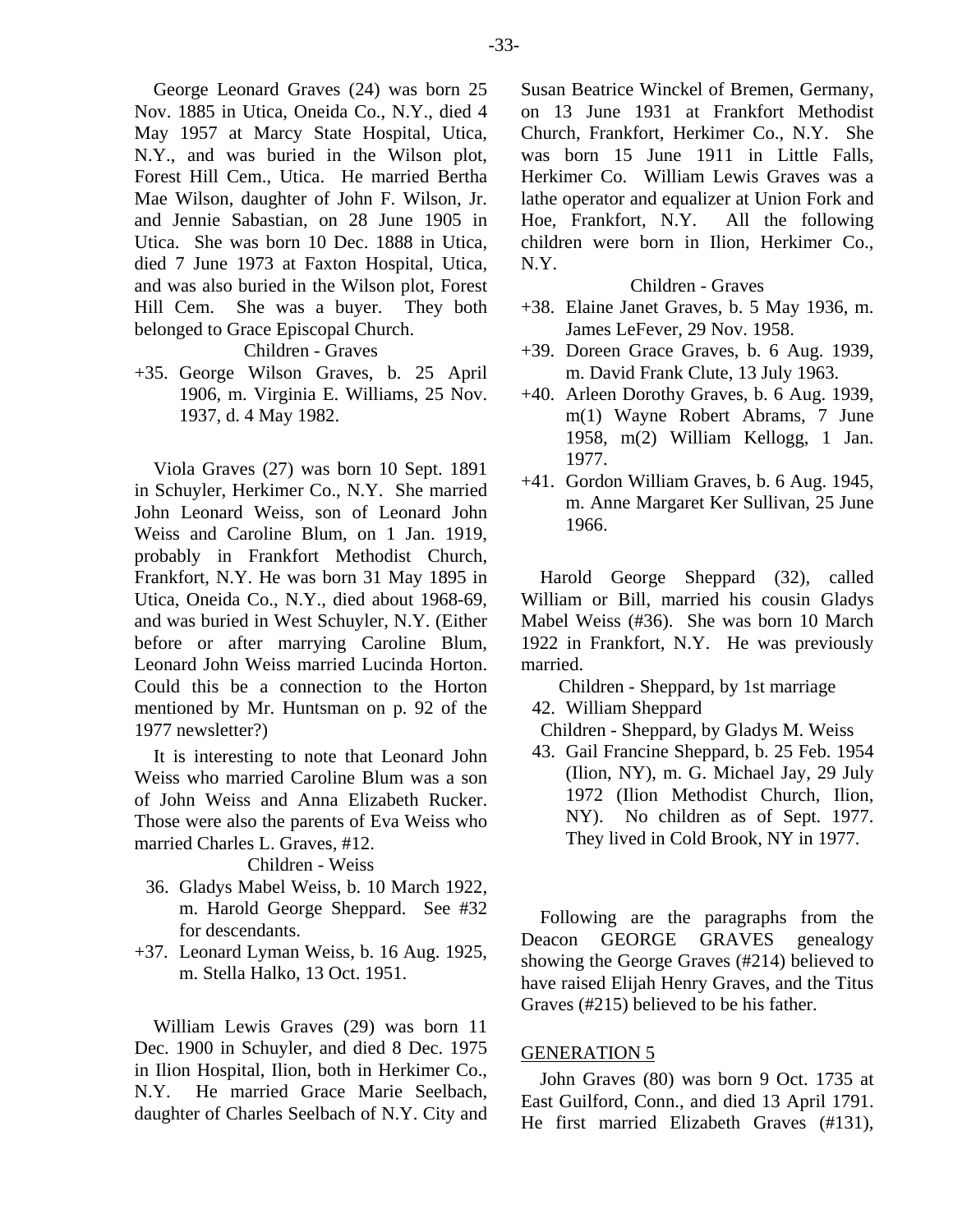George Leonard Graves (24) was born 25 Nov. 1885 in Utica, Oneida Co., N.Y., died 4 May 1957 at Marcy State Hospital, Utica, N.Y., and was buried in the Wilson plot, Forest Hill Cem., Utica. He married Bertha Mae Wilson, daughter of John F. Wilson, Jr. and Jennie Sabastian, on 28 June 1905 in Utica. She was born 10 Dec. 1888 in Utica, died 7 June 1973 at Faxton Hospital, Utica, and was also buried in the Wilson plot, Forest Hill Cem. She was a buyer. They both belonged to Grace Episcopal Church.

Children - Graves

+35. George Wilson Graves, b. 25 April 1906, m. Virginia E. Williams, 25 Nov. 1937, d. 4 May 1982.

Viola Graves (27) was born 10 Sept. 1891 in Schuyler, Herkimer Co., N.Y. She married John Leonard Weiss, son of Leonard John Weiss and Caroline Blum, on 1 Jan. 1919, probably in Frankfort Methodist Church, Frankfort, N.Y. He was born 31 May 1895 in Utica, Oneida Co., N.Y., died about 1968-69, and was buried in West Schuyler, N.Y. (Either before or after marrying Caroline Blum, Leonard John Weiss married Lucinda Horton. Could this be a connection to the Horton mentioned by Mr. Huntsman on p. 92 of the 1977 newsletter?)

It is interesting to note that Leonard John Weiss who married Caroline Blum was a son of John Weiss and Anna Elizabeth Rucker. Those were also the parents of Eva Weiss who married Charles L. Graves, #12.

Children - Weiss

36. Gladys Mabel Weiss, b. 10 March 1922, m. Harold George Sheppard. See #32 for descendants.

+37. Leonard Lyman Weiss, b. 16 Aug. 1925, m. Stella Halko, 13 Oct. 1951.

William Lewis Graves (29) was born 11 Dec. 1900 in Schuyler, and died 8 Dec. 1975 in Ilion Hospital, Ilion, both in Herkimer Co., N.Y. He married Grace Marie Seelbach, daughter of Charles Seelbach of N.Y. City and Susan Beatrice Winckel of Bremen, Germany, on 13 June 1931 at Frankfort Methodist Church, Frankfort, Herkimer Co., N.Y. She was born 15 June 1911 in Little Falls, Herkimer Co. William Lewis Graves was a lathe operator and equalizer at Union Fork and Hoe, Frankfort, N.Y. All the following children were born in Ilion, Herkimer Co., N.Y.

Children - Graves

+38. Elaine Janet Graves, b. 5 May 1936, m. James LeFever, 29 Nov. 1958.

+39. Doreen Grace Graves, b. 6 Aug. 1939, m. David Frank Clute, 13 July 1963.

+40. Arleen Dorothy Graves, b. 6 Aug. 1939, m(1) Wayne Robert Abrams, 7 June 1958, m(2) William Kellogg, 1 Jan. 1977.

+41. Gordon William Graves, b. 6 Aug. 1945, m. Anne Margaret Ker Sullivan, 25 June 1966.

Harold George Sheppard (32), called William or Bill, married his cousin Gladys Mabel Weiss (#36). She was born 10 March 1922 in Frankfort, N.Y. He was previously married.

Children - Sheppard, by 1st marriage

42. William Sheppard

Children - Sheppard, by Gladys M. Weiss

43. Gail Francine Sheppard, b. 25 Feb. 1954 (Ilion, NY), m. G. Michael Jay, 29 July 1972 (Ilion Methodist Church, Ilion, NY). No children as of Sept. 1977. They lived in Cold Brook, NY in 1977.

Following are the paragraphs from the Deacon GEORGE GRAVES genealogy showing the George Graves (#214) believed to have raised Elijah Henry Graves, and the Titus Graves (#215) believed to be his father.

## GENERATION 5

John Graves (80) was born 9 Oct. 1735 at East Guilford, Conn., and died 13 April 1791. He first married Elizabeth Graves (#131),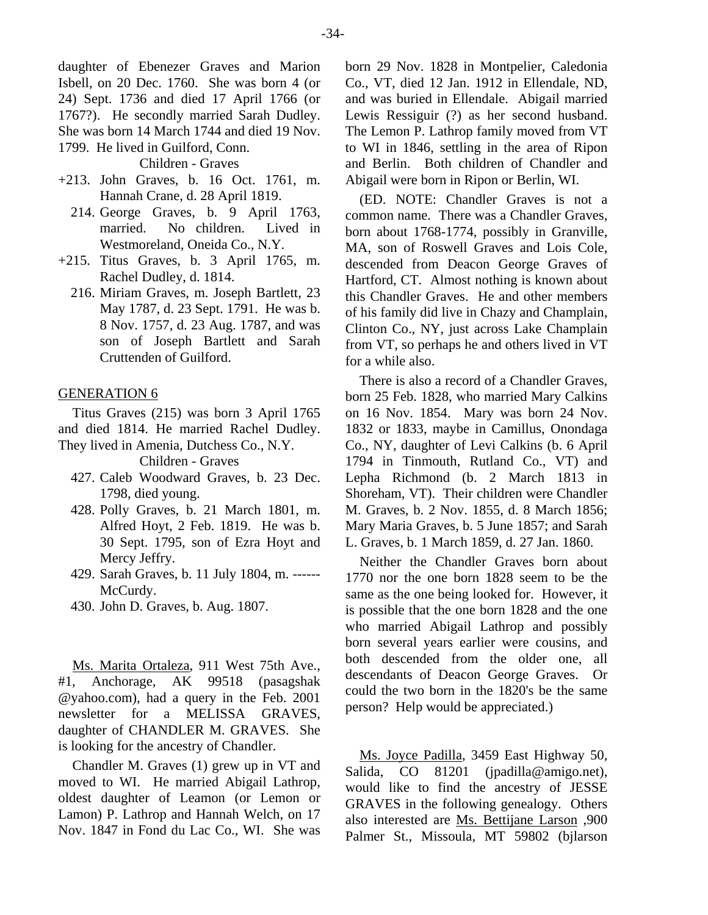daughter of Ebenezer Graves and Marion Isbell, on 20 Dec. 1760. She was born 4 (or 24) Sept. 1736 and died 17 April 1766 (or 1767?). He secondly married Sarah Dudley. She was born 14 March 1744 and died 19 Nov. 1799. He lived in Guilford, Conn.

Children - Graves

+213. John Graves, b. 16 Oct. 1761, m. Hannah Crane, d. 28 April 1819.

214. George Graves, b. 9 April 1763, married. No children. Lived in Westmoreland, Oneida Co., N.Y.

+215. Titus Graves, b. 3 April 1765, m. Rachel Dudley, d. 1814.

216. Miriam Graves, m. Joseph Bartlett, 23 May 1787, d. 23 Sept. 1791. He was b. 8 Nov. 1757, d. 23 Aug. 1787, and was son of Joseph Bartlett and Sarah Cruttenden of Guilford.

GENERATION 6

Titus Graves (215) was born 3 April 1765 and died 1814. He married Rachel Dudley. They lived in Amenia, Dutchess Co., N.Y.

Children - Graves

427. Caleb Woodward Graves, b. 23 Dec. 1798, died young.

428. Polly Graves, b. 21 March 1801, m. Alfred Hoyt, 2 Feb. 1819. He was b. 30 Sept. 1795, son of Ezra Hoyt and Mercy Jeffry.

429. Sarah Graves, b. 11 July 1804, m. ------ McCurdy.

430. John D. Graves, b. Aug. 1807.

Ms. Marita Ortaleza, 911 West 75th Ave., #1, Anchorage, AK 99518 (pasagshak @yahoo.com), had a query in the Feb. 2001 newsletter for a MELISSA GRAVES, daughter of CHANDLER M. GRAVES. She is looking for the ancestry of Chandler.

Chandler M. Graves (1) grew up in VT and moved to WI. He married Abigail Lathrop, oldest daughter of Leamon (or Lemon or Lamon) P. Lathrop and Hannah Welch, on 17 Nov. 1847 in Fond du Lac Co., WI. She was born 29 Nov. 1828 in Montpelier, Caledonia Co., VT, died 12 Jan. 1912 in Ellendale, ND, and was buried in Ellendale. Abigail married Lewis Ressiguir (?) as her second husband. The Lemon P. Lathrop family moved from VT to WI in 1846, settling in the area of Ripon and Berlin. Both children of Chandler and Abigail were born in Ripon or Berlin, WI.

(ED. NOTE: Chandler Graves is not a common name. There was a Chandler Graves, born about 1768-1774, possibly in Granville, MA, son of Roswell Graves and Lois Cole, descended from Deacon George Graves of Hartford, CT. Almost nothing is known about this Chandler Graves. He and other members of his family did live in Chazy and Champlain, Clinton Co., NY, just across Lake Champlain from VT, so perhaps he and others lived in VT for a while also.

There is also a record of a Chandler Graves, born 25 Feb. 1828, who married Mary Calkins on 16 Nov. 1854. Mary was born 24 Nov. 1832 or 1833, maybe in Camillus, Onondaga Co., NY, daughter of Levi Calkins (b. 6 April 1794 in Tinmouth, Rutland Co., VT) and Lepha Richmond (b. 2 March 1813 in Shoreham, VT). Their children were Chandler M. Graves, b. 2 Nov. 1855, d. 8 March 1856; Mary Maria Graves, b. 5 June 1857; and Sarah L. Graves, b. 1 March 1859, d. 27 Jan. 1860.

Neither the Chandler Graves born about 1770 nor the one born 1828 seem to be the same as the one being looked for. However, it is possible that the one born 1828 and the one who married Abigail Lathrop and possibly born several years earlier were cousins, and both descended from the older one, all descendants of Deacon George Graves. Or could the two born in the 1820's be the same person? Help would be appreciated.)

Ms. Joyce Padilla, 3459 East Highway 50, Salida, CO 81201 (jpadilla@amigo.net), would like to find the ancestry of JESSE GRAVES in the following genealogy. Others also interested are Ms. Bettijane Larson ,900 Palmer St., Missoula, MT 59802 (bjlarson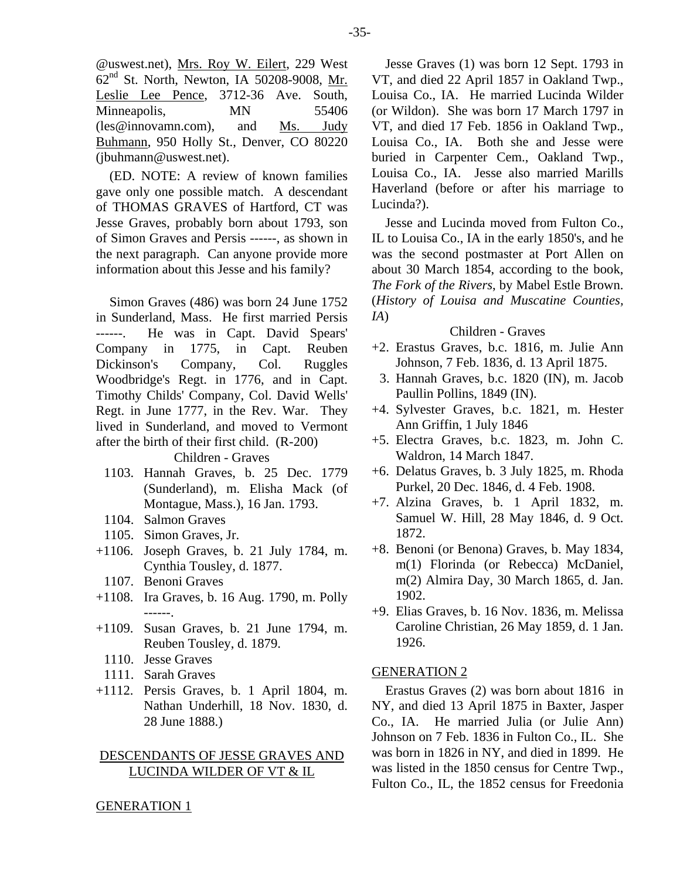@uswest.net), Mrs. Roy W. Eilert, 229 West 62nd St. North, Newton, IA 50208-9008, Mr. Leslie Lee Pence, 3712-36 Ave. South, Minneapolis, MN 55406 (les@innovamn.com), and Ms. Judy Buhmann, 950 Holly St., Denver, CO 80220 (jbuhmann@uswest.net).

(ED. NOTE: A review of known families gave only one possible match. A descendant of THOMAS GRAVES of Hartford, CT was Jesse Graves, probably born about 1793, son of Simon Graves and Persis ------, as shown in the next paragraph. Can anyone provide more information about this Jesse and his family?

Simon Graves (486) was born 24 June 1752 in Sunderland, Mass. He first married Persis ------. He was in Capt. David Spears' Company in 1775, in Capt. Reuben Dickinson's Company, Col. Ruggles Woodbridge's Regt. in 1776, and in Capt. Timothy Childs' Company, Col. David Wells' Regt. in June 1777, in the Rev. War. They lived in Sunderland, and moved to Vermont after the birth of their first child. (R-200)

Children - Graves

- 1103. Hannah Graves, b. 25 Dec. 1779 (Sunderland), m. Elisha Mack (of Montague, Mass.), 16 Jan. 1793.
- 1104. Salmon Graves
- 1105. Simon Graves, Jr.
- +1106. Joseph Graves, b. 21 July 1784, m. Cynthia Tousley, d. 1877.
- 1107. Benoni Graves
- +1108. Ira Graves, b. 16 Aug. 1790, m. Polly ------.
- +1109. Susan Graves, b. 21 June 1794, m. Reuben Tousley, d. 1879.
- 1110. Jesse Graves
- 1111. Sarah Graves
- +1112. Persis Graves, b. 1 April 1804, m. Nathan Underhill, 18 Nov. 1830, d. 28 June 1888.)

## DESCENDANTS OF JESSE GRAVES AND LUCINDA WILDER OF VT & IL

### GENERATION 1

Jesse Graves (1) was born 12 Sept. 1793 in VT, and died 22 April 1857 in Oakland Twp., Louisa Co., IA. He married Lucinda Wilder (or Wildon). She was born 17 March 1797 in VT, and died 17 Feb. 1856 in Oakland Twp., Louisa Co., IA. Both she and Jesse were buried in Carpenter Cem., Oakland Twp., Louisa Co., IA. Jesse also married Marills Haverland (before or after his marriage to Lucinda?).

Jesse and Lucinda moved from Fulton Co., IL to Louisa Co., IA in the early 1850's, and he was the second postmaster at Port Allen on about 30 March 1854, according to the book, *The Fork of the Rivers*, by Mabel Estle Brown. (*History of Louisa and Muscatine Counties, IA*)

Children - Graves

- +2. Erastus Graves, b.c. 1816, m. Julie Ann Johnson, 7 Feb. 1836, d. 13 April 1875.
- 3. Hannah Graves, b.c. 1820 (IN), m. Jacob Paullin Pollins, 1849 (IN).
- +4. Sylvester Graves, b.c. 1821, m. Hester Ann Griffin, 1 July 1846
- +5. Electra Graves, b.c. 1823, m. John C. Waldron, 14 March 1847.
- +6. Delatus Graves, b. 3 July 1825, m. Rhoda Purkel, 20 Dec. 1846, d. 4 Feb. 1908.
- +7. Alzina Graves, b. 1 April 1832, m. Samuel W. Hill, 28 May 1846, d. 9 Oct. 1872.
- +8. Benoni (or Benona) Graves, b. May 1834, m(1) Florinda (or Rebecca) McDaniel, m(2) Almira Day, 30 March 1865, d. Jan. 1902.
- +9. Elias Graves, b. 16 Nov. 1836, m. Melissa Caroline Christian, 26 May 1859, d. 1 Jan. 1926.

### GENERATION 2

Erastus Graves (2) was born about 1816 in NY, and died 13 April 1875 in Baxter, Jasper Co., IA. He married Julia (or Julie Ann) Johnson on 7 Feb. 1836 in Fulton Co., IL. She was born in 1826 in NY, and died in 1899. He was listed in the 1850 census for Centre Twp., Fulton Co., IL, the 1852 census for Freedonia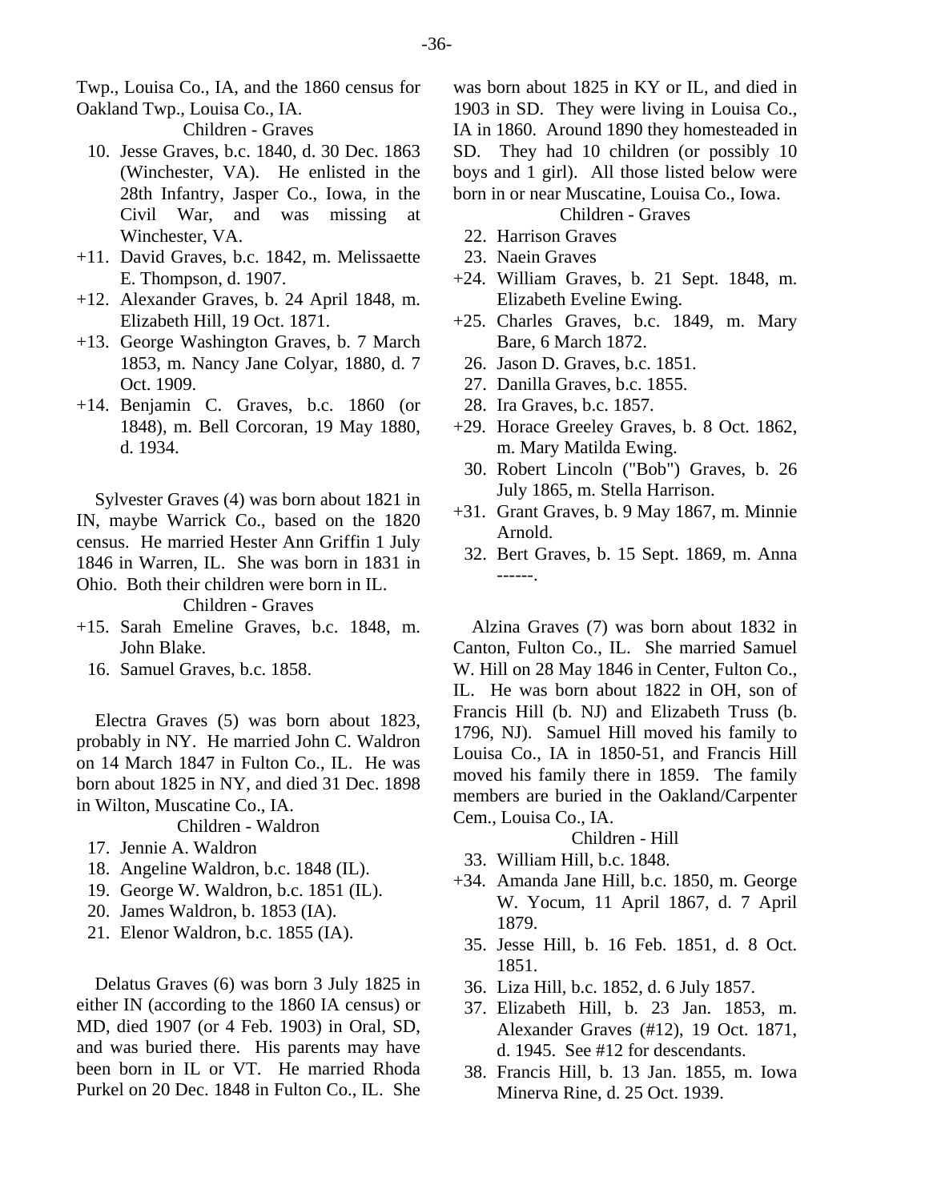Twp., Louisa Co., IA, and the 1860 census for Oakland Twp., Louisa Co., IA.

Children - Graves

10. Jesse Graves, b.c. 1840, d. 30 Dec. 1863 (Winchester, VA). He enlisted in the 28th Infantry, Jasper Co., Iowa, in the Civil War, and was missing at Winchester, VA.

+11. David Graves, b.c. 1842, m. Melissaette E. Thompson, d. 1907.

+12. Alexander Graves, b. 24 April 1848, m. Elizabeth Hill, 19 Oct. 1871.

+13. George Washington Graves, b. 7 March 1853, m. Nancy Jane Colyar, 1880, d. 7 Oct. 1909.

+14. Benjamin C. Graves, b.c. 1860 (or 1848), m. Bell Corcoran, 19 May 1880, d. 1934.

Sylvester Graves (4) was born about 1821 in IN, maybe Warrick Co., based on the 1820 census. He married Hester Ann Griffin 1 July 1846 in Warren, IL. She was born in 1831 in Ohio. Both their children were born in IL.

Children - Graves

+15. Sarah Emeline Graves, b.c. 1848, m. John Blake.

16. Samuel Graves, b.c. 1858.

Electra Graves (5) was born about 1823, probably in NY. He married John C. Waldron on 14 March 1847 in Fulton Co., IL. He was born about 1825 in NY, and died 31 Dec. 1898 in Wilton, Muscatine Co., IA.

Children - Waldron

17. Jennie A. Waldron
18. Angeline Waldron, b.c. 1848 (IL).
19. George W. Waldron, b.c. 1851 (IL).
20. James Waldron, b. 1853 (IA).
21. Elenor Waldron, b.c. 1855 (IA).

Delatus Graves (6) was born 3 July 1825 in either IN (according to the 1860 IA census) or MD, died 1907 (or 4 Feb. 1903) in Oral, SD, and was buried there. His parents may have been born in IL or VT. He married Rhoda Purkel on 20 Dec. 1848 in Fulton Co., IL. She was born about 1825 in KY or IL, and died in 1903 in SD. They were living in Louisa Co., IA in 1860. Around 1890 they homesteaded in SD. They had 10 children (or possibly 10 boys and 1 girl). All those listed below were born in or near Muscatine, Louisa Co., Iowa.

Children - Graves

22. Harrison Graves
23. Naein Graves

+24. William Graves, b. 21 Sept. 1848, m. Elizabeth Eveline Ewing.

+25. Charles Graves, b.c. 1849, m. Mary Bare, 6 March 1872.

26. Jason D. Graves, b.c. 1851.
27. Danilla Graves, b.c. 1855.
28. Ira Graves, b.c. 1857.

+29. Horace Greeley Graves, b. 8 Oct. 1862, m. Mary Matilda Ewing.

30. Robert Lincoln ("Bob") Graves, b. 26 July 1865, m. Stella Harrison.

+31. Grant Graves, b. 9 May 1867, m. Minnie Arnold.

32. Bert Graves, b. 15 Sept. 1869, m. Anna ------.

Alzina Graves (7) was born about 1832 in Canton, Fulton Co., IL. She married Samuel W. Hill on 28 May 1846 in Center, Fulton Co., IL. He was born about 1822 in OH, son of Francis Hill (b. NJ) and Elizabeth Truss (b. 1796, NJ). Samuel Hill moved his family to Louisa Co., IA in 1850-51, and Francis Hill moved his family there in 1859. The family members are buried in the Oakland/Carpenter Cem., Louisa Co., IA.

Children - Hill

33. William Hill, b.c. 1848.

+34. Amanda Jane Hill, b.c. 1850, m. George W. Yocum, 11 April 1867, d. 7 April 1879.

35. Jesse Hill, b. 16 Feb. 1851, d. 8 Oct. 1851.
36. Liza Hill, b.c. 1852, d. 6 July 1857.
37. Elizabeth Hill, b. 23 Jan. 1853, m. Alexander Graves (#12), 19 Oct. 1871, d. 1945. See #12 for descendants.
38. Francis Hill, b. 13 Jan. 1855, m. Iowa Minerva Rine, d. 25 Oct. 1939.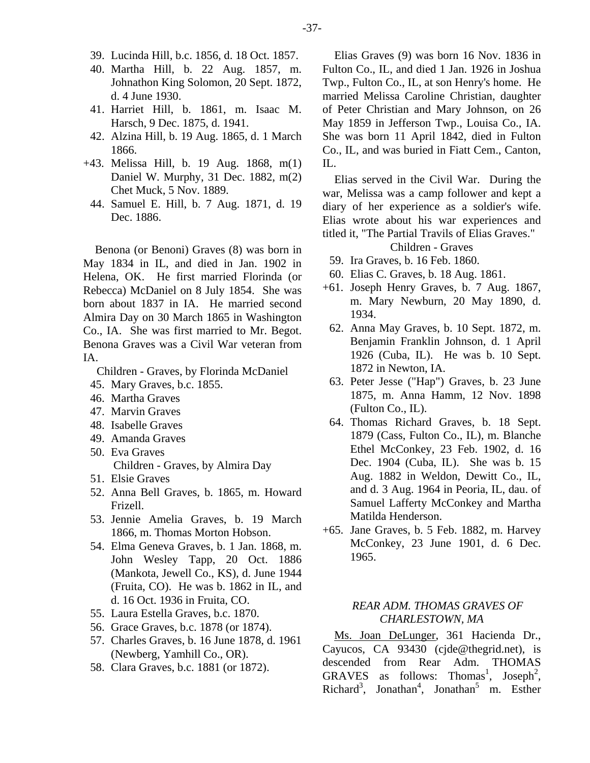39. Lucinda Hill, b.c. 1856, d. 18 Oct. 1857.
40. Martha Hill, b. 22 Aug. 1857, m. Johnathon King Solomon, 20 Sept. 1872, d. 4 June 1930.
41. Harriet Hill, b. 1861, m. Isaac M. Harsch, 9 Dec. 1875, d. 1941.
42. Alzina Hill, b. 19 Aug. 1865, d. 1 March 1866.

+43. Melissa Hill, b. 19 Aug. 1868, m(1) Daniel W. Murphy, 31 Dec. 1882, m(2) Chet Muck, 5 Nov. 1889.

44. Samuel E. Hill, b. 7 Aug. 1871, d. 19 Dec. 1886.

Benona (or Benoni) Graves (8) was born in May 1834 in IL, and died in Jan. 1902 in Helena, OK. He first married Florinda (or Rebecca) McDaniel on 8 July 1854. She was born about 1837 in IA. He married second Almira Day on 30 March 1865 in Washington Co., IA. She was first married to Mr. Begot. Benona Graves was a Civil War veteran from IA.

Children - Graves, by Florinda McDaniel

45. Mary Graves, b.c. 1855.
46. Martha Graves
47. Marvin Graves
48. Isabelle Graves
49. Amanda Graves
50. Eva Graves

Children - Graves, by Almira Day

51. Elsie Graves
52. Anna Bell Graves, b. 1865, m. Howard Frizell.
53. Jennie Amelia Graves, b. 19 March 1866, m. Thomas Morton Hobson.
54. Elma Geneva Graves, b. 1 Jan. 1868, m. John Wesley Tapp, 20 Oct. 1886 (Mankota, Jewell Co., KS), d. June 1944 (Fruita, CO). He was b. 1862 in IL, and d. 16 Oct. 1936 in Fruita, CO.
55. Laura Estella Graves, b.c. 1870.
56. Grace Graves, b.c. 1878 (or 1874).
57. Charles Graves, b. 16 June 1878, d. 1961 (Newberg, Yamhill Co., OR).
58. Clara Graves, b.c. 1881 (or 1872).

Elias Graves (9) was born 16 Nov. 1836 in Fulton Co., IL, and died 1 Jan. 1926 in Joshua Twp., Fulton Co., IL, at son Henry's home. He married Melissa Caroline Christian, daughter of Peter Christian and Mary Johnson, on 26 May 1859 in Jefferson Twp., Louisa Co., IA. She was born 11 April 1842, died in Fulton Co., IL, and was buried in Fiatt Cem., Canton, IL.

Elias served in the Civil War. During the war, Melissa was a camp follower and kept a diary of her experience as a soldier's wife. Elias wrote about his war experiences and titled it, "The Partial Travils of Elias Graves."

Children - Graves

59. Ira Graves, b. 16 Feb. 1860.
60. Elias C. Graves, b. 18 Aug. 1861.

+61. Joseph Henry Graves, b. 7 Aug. 1867, m. Mary Newburn, 20 May 1890, d. 1934.

62. Anna May Graves, b. 10 Sept. 1872, m. Benjamin Franklin Johnson, d. 1 April 1926 (Cuba, IL). He was b. 10 Sept. 1872 in Newton, IA.
63. Peter Jesse ("Hap") Graves, b. 23 June 1875, m. Anna Hamm, 12 Nov. 1898 (Fulton Co., IL).
64. Thomas Richard Graves, b. 18 Sept. 1879 (Cass, Fulton Co., IL), m. Blanche Ethel McConkey, 23 Feb. 1902, d. 16 Dec. 1904 (Cuba, IL). She was b. 15 Aug. 1882 in Weldon, Dewitt Co., IL, and d. 3 Aug. 1964 in Peoria, IL, dau. of Samuel Lafferty McConkey and Martha Matilda Henderson.

+65. Jane Graves, b. 5 Feb. 1882, m. Harvey McConkey, 23 June 1901, d. 6 Dec. 1965.

### *REAR ADM. THOMAS GRAVES OF CHARLESTOWN, MA*

Ms. Joan DeLunger, 361 Hacienda Dr., Cayucos, CA 93430 (cjde@thegrid.net), is descended from Rear Adm. THOMAS GRAVES as follows: Thomas[1], Joseph[2], Richard[3], Jonathan[4], Jonathan[5] m. Esther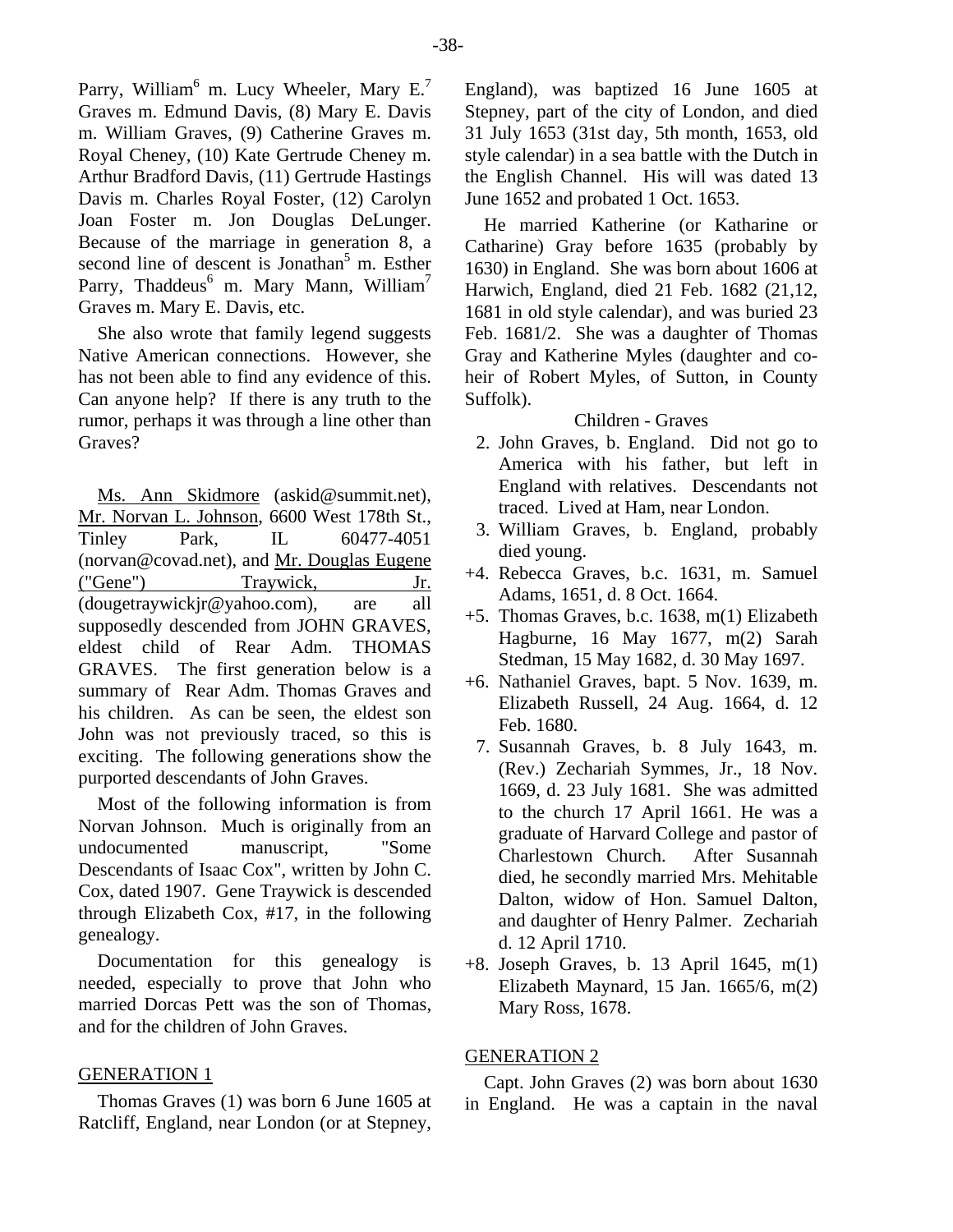Parry, William[6] m. Lucy Wheeler, Mary E.[7] Graves m. Edmund Davis, (8) Mary E. Davis m. William Graves, (9) Catherine Graves m. Royal Cheney, (10) Kate Gertrude Cheney m. Arthur Bradford Davis, (11) Gertrude Hastings Davis m. Charles Royal Foster, (12) Carolyn Joan Foster m. Jon Douglas DeLunger. Because of the marriage in generation 8, a second line of descent is Jonathan[5] m. Esther Parry, Thaddeus[6] m. Mary Mann, William[7] Graves m. Mary E. Davis, etc.

She also wrote that family legend suggests Native American connections. However, she has not been able to find any evidence of this. Can anyone help? If there is any truth to the rumor, perhaps it was through a line other than Graves?

Ms. Ann Skidmore (askid@summit.net), Mr. Norvan L. Johnson, 6600 West 178th St., Tinley Park, IL 60477-4051 (norvan@covad.net), and Mr. Douglas Eugene ("Gene") Traywick, Jr. (dougetraywickjr@yahoo.com), are all supposedly descended from JOHN GRAVES, eldest child of Rear Adm. THOMAS GRAVES. The first generation below is a summary of Rear Adm. Thomas Graves and his children. As can be seen, the eldest son John was not previously traced, so this is exciting. The following generations show the purported descendants of John Graves.

Most of the following information is from Norvan Johnson. Much is originally from an undocumented manuscript, "Some Descendants of Isaac Cox", written by John C. Cox, dated 1907. Gene Traywick is descended through Elizabeth Cox, #17, in the following genealogy.

Documentation for this genealogy is needed, especially to prove that John who married Dorcas Pett was the son of Thomas, and for the children of John Graves.

## GENERATION 1

Thomas Graves (1) was born 6 June 1605 at Ratcliff, England, near London (or at Stepney, England), was baptized 16 June 1605 at Stepney, part of the city of London, and died 31 July 1653 (31st day, 5th month, 1653, old style calendar) in a sea battle with the Dutch in the English Channel. His will was dated 13 June 1652 and probated 1 Oct. 1653.

He married Katherine (or Katharine or Catharine) Gray before 1635 (probably by 1630) in England. She was born about 1606 at Harwich, England, died 21 Feb. 1682 (21,12, 1681 in old style calendar), and was buried 23 Feb. 1681/2. She was a daughter of Thomas Gray and Katherine Myles (daughter and co-heir of Robert Myles, of Sutton, in County Suffolk).

Children - Graves

- 2. John Graves, b. England. Did not go to America with his father, but left in England with relatives. Descendants not traced. Lived at Ham, near London.
- 3. William Graves, b. England, probably died young.
- +4. Rebecca Graves, b.c. 1631, m. Samuel Adams, 1651, d. 8 Oct. 1664.
- +5. Thomas Graves, b.c. 1638, m(1) Elizabeth Hagburne, 16 May 1677, m(2) Sarah Stedman, 15 May 1682, d. 30 May 1697.
- +6. Nathaniel Graves, bapt. 5 Nov. 1639, m. Elizabeth Russell, 24 Aug. 1664, d. 12 Feb. 1680.
- 7. Susannah Graves, b. 8 July 1643, m. (Rev.) Zechariah Symmes, Jr., 18 Nov. 1669, d. 23 July 1681. She was admitted to the church 17 April 1661. He was a graduate of Harvard College and pastor of Charlestown Church. After Susannah died, he secondly married Mrs. Mehitable Dalton, widow of Hon. Samuel Dalton, and daughter of Henry Palmer. Zechariah d. 12 April 1710.
- +8. Joseph Graves, b. 13 April 1645, m(1) Elizabeth Maynard, 15 Jan. 1665/6, m(2) Mary Ross, 1678.

## GENERATION 2

Capt. John Graves (2) was born about 1630 in England. He was a captain in the naval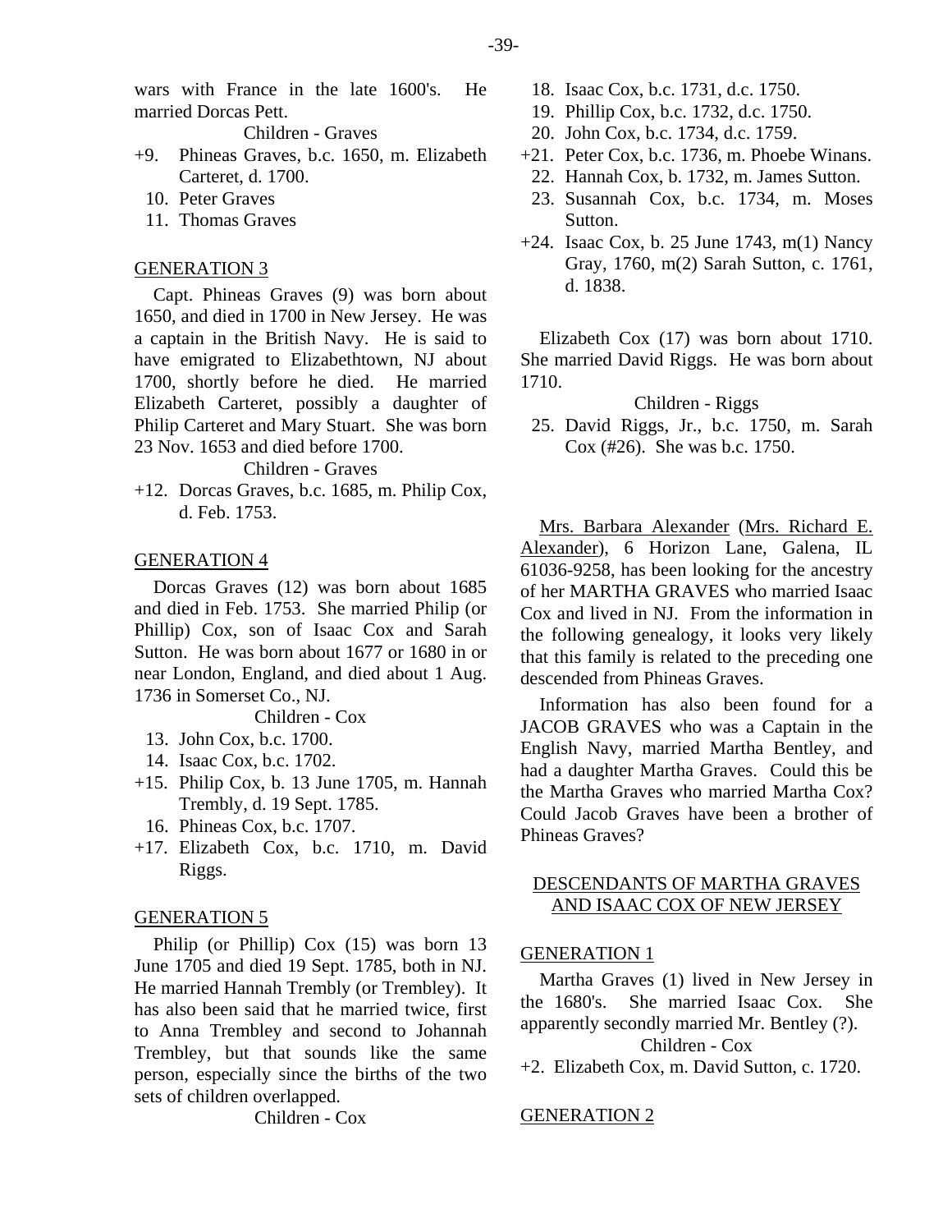wars with France in the late 1600's. He married Dorcas Pett.

Children - Graves

+9. Phineas Graves, b.c. 1650, m. Elizabeth Carteret, d. 1700.
10. Peter Graves
11. Thomas Graves

## GENERATION 3

Capt. Phineas Graves (9) was born about 1650, and died in 1700 in New Jersey. He was a captain in the British Navy. He is said to have emigrated to Elizabethtown, NJ about 1700, shortly before he died. He married Elizabeth Carteret, possibly a daughter of Philip Carteret and Mary Stuart. She was born 23 Nov. 1653 and died before 1700.

Children - Graves

+12. Dorcas Graves, b.c. 1685, m. Philip Cox, d. Feb. 1753.

## GENERATION 4

Dorcas Graves (12) was born about 1685 and died in Feb. 1753. She married Philip (or Phillip) Cox, son of Isaac Cox and Sarah Sutton. He was born about 1677 or 1680 in or near London, England, and died about 1 Aug. 1736 in Somerset Co., NJ.

Children - Cox

13. John Cox, b.c. 1700.
14. Isaac Cox, b.c. 1702.
+15. Philip Cox, b. 13 June 1705, m. Hannah Trembly, d. 19 Sept. 1785.
16. Phineas Cox, b.c. 1707.
+17. Elizabeth Cox, b.c. 1710, m. David Riggs.

## GENERATION 5

Philip (or Phillip) Cox (15) was born 13 June 1705 and died 19 Sept. 1785, both in NJ. He married Hannah Trembly (or Trembley). It has also been said that he married twice, first to Anna Trembley and second to Johannah Trembley, but that sounds like the same person, especially since the births of the two sets of children overlapped.

Children - Cox

18. Isaac Cox, b.c. 1731, d.c. 1750.
19. Phillip Cox, b.c. 1732, d.c. 1750.
20. John Cox, b.c. 1734, d.c. 1759.
+21. Peter Cox, b.c. 1736, m. Phoebe Winans.
22. Hannah Cox, b. 1732, m. James Sutton.
23. Susannah Cox, b.c. 1734, m. Moses Sutton.
+24. Isaac Cox, b. 25 June 1743, m(1) Nancy Gray, 1760, m(2) Sarah Sutton, c. 1761, d. 1838.

Elizabeth Cox (17) was born about 1710. She married David Riggs. He was born about 1710.

Children - Riggs

25. David Riggs, Jr., b.c. 1750, m. Sarah Cox (#26). She was b.c. 1750.

Mrs. Barbara Alexander (Mrs. Richard E. Alexander), 6 Horizon Lane, Galena, IL 61036-9258, has been looking for the ancestry of her MARTHA GRAVES who married Isaac Cox and lived in NJ. From the information in the following genealogy, it looks very likely that this family is related to the preceding one descended from Phineas Graves.

Information has also been found for a JACOB GRAVES who was a Captain in the English Navy, married Martha Bentley, and had a daughter Martha Graves. Could this be the Martha Graves who married Martha Cox? Could Jacob Graves have been a brother of Phineas Graves?

## DESCENDANTS OF MARTHA GRAVES AND ISAAC COX OF NEW JERSEY

## GENERATION 1

Martha Graves (1) lived in New Jersey in the 1680's. She married Isaac Cox. She apparently secondly married Mr. Bentley (?).

Children - Cox

+2. Elizabeth Cox, m. David Sutton, c. 1720.

## GENERATION 2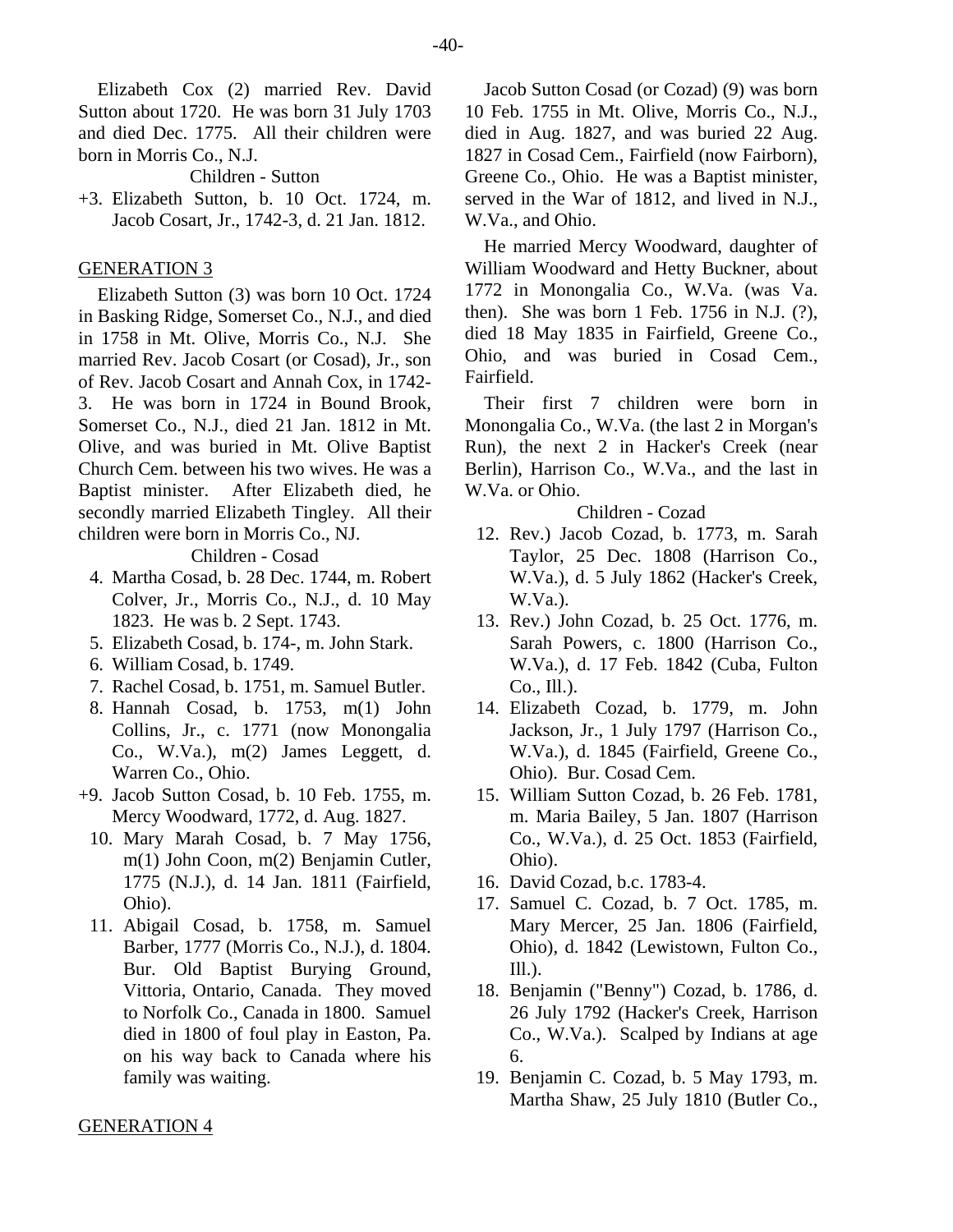Elizabeth Cox (2) married Rev. David Sutton about 1720. He was born 31 July 1703 and died Dec. 1775. All their children were born in Morris Co., N.J.

Children - Sutton

+3. Elizabeth Sutton, b. 10 Oct. 1724, m. Jacob Cosart, Jr., 1742-3, d. 21 Jan. 1812.

## GENERATION 3

Elizabeth Sutton (3) was born 10 Oct. 1724 in Basking Ridge, Somerset Co., N.J., and died in 1758 in Mt. Olive, Morris Co., N.J. She married Rev. Jacob Cosart (or Cosad), Jr., son of Rev. Jacob Cosart and Annah Cox, in 1742-3. He was born in 1724 in Bound Brook, Somerset Co., N.J., died 21 Jan. 1812 in Mt. Olive, and was buried in Mt. Olive Baptist Church Cem. between his two wives. He was a Baptist minister. After Elizabeth died, he secondly married Elizabeth Tingley. All their children were born in Morris Co., NJ.

Children - Cosad

4. Martha Cosad, b. 28 Dec. 1744, m. Robert Colver, Jr., Morris Co., N.J., d. 10 May 1823. He was b. 2 Sept. 1743.
5. Elizabeth Cosad, b. 174-, m. John Stark.
6. William Cosad, b. 1749.
7. Rachel Cosad, b. 1751, m. Samuel Butler.
8. Hannah Cosad, b. 1753, m(1) John Collins, Jr., c. 1771 (now Monongalia Co., W.Va.), m(2) James Leggett, d. Warren Co., Ohio.

+9. Jacob Sutton Cosad, b. 10 Feb. 1755, m. Mercy Woodward, 1772, d. Aug. 1827.

10. Mary Marah Cosad, b. 7 May 1756, m(1) John Coon, m(2) Benjamin Cutler, 1775 (N.J.), d. 14 Jan. 1811 (Fairfield, Ohio).
11. Abigail Cosad, b. 1758, m. Samuel Barber, 1777 (Morris Co., N.J.), d. 1804. Bur. Old Baptist Burying Ground, Vittoria, Ontario, Canada. They moved to Norfolk Co., Canada in 1800. Samuel died in 1800 of foul play in Easton, Pa. on his way back to Canada where his family was waiting.

## GENERATION 4

Jacob Sutton Cosad (or Cozad) (9) was born 10 Feb. 1755 in Mt. Olive, Morris Co., N.J., died in Aug. 1827, and was buried 22 Aug. 1827 in Cosad Cem., Fairfield (now Fairborn), Greene Co., Ohio. He was a Baptist minister, served in the War of 1812, and lived in N.J., W.Va., and Ohio.

He married Mercy Woodward, daughter of William Woodward and Hetty Buckner, about 1772 in Monongalia Co., W.Va. (was Va. then). She was born 1 Feb. 1756 in N.J. (?), died 18 May 1835 in Fairfield, Greene Co., Ohio, and was buried in Cosad Cem., Fairfield.

Their first 7 children were born in Monongalia Co., W.Va. (the last 2 in Morgan's Run), the next 2 in Hacker's Creek (near Berlin), Harrison Co., W.Va., and the last in W.Va. or Ohio.

Children - Cozad

12. Rev.) Jacob Cozad, b. 1773, m. Sarah Taylor, 25 Dec. 1808 (Harrison Co., W.Va.), d. 5 July 1862 (Hacker's Creek, W.Va.).
13. Rev.) John Cozad, b. 25 Oct. 1776, m. Sarah Powers, c. 1800 (Harrison Co., W.Va.), d. 17 Feb. 1842 (Cuba, Fulton Co., Ill.).
14. Elizabeth Cozad, b. 1779, m. John Jackson, Jr., 1 July 1797 (Harrison Co., W.Va.), d. 1845 (Fairfield, Greene Co., Ohio). Bur. Cosad Cem.
15. William Sutton Cozad, b. 26 Feb. 1781, m. Maria Bailey, 5 Jan. 1807 (Harrison Co., W.Va.), d. 25 Oct. 1853 (Fairfield, Ohio).
16. David Cozad, b.c. 1783-4.
17. Samuel C. Cozad, b. 7 Oct. 1785, m. Mary Mercer, 25 Jan. 1806 (Fairfield, Ohio), d. 1842 (Lewistown, Fulton Co., Ill.).
18. Benjamin ("Benny") Cozad, b. 1786, d. 26 July 1792 (Hacker's Creek, Harrison Co., W.Va.). Scalped by Indians at age 6.
19. Benjamin C. Cozad, b. 5 May 1793, m. Martha Shaw, 25 July 1810 (Butler Co.,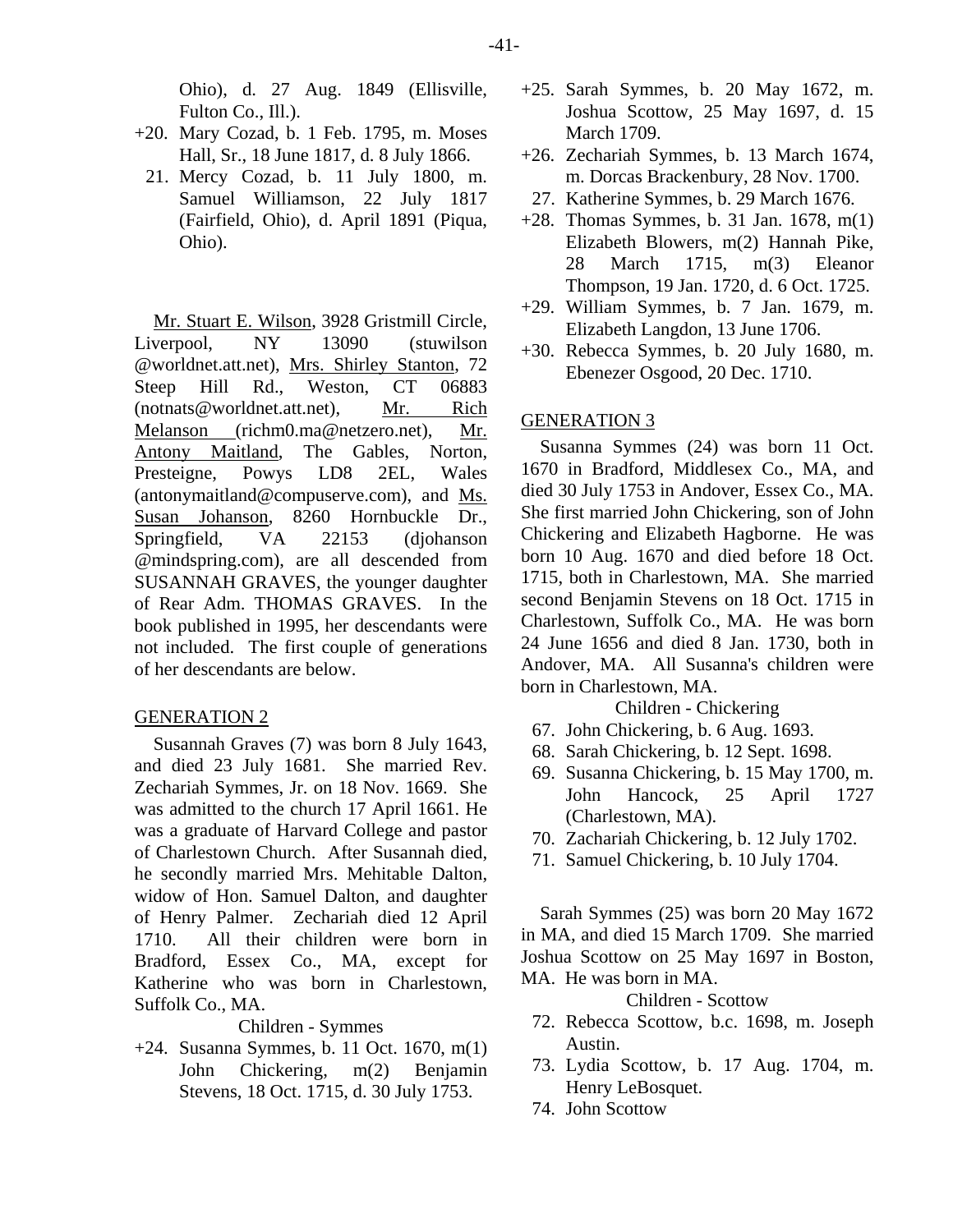Ohio), d. 27 Aug. 1849 (Ellisville, Fulton Co., Ill.).

+20. Mary Cozad, b. 1 Feb. 1795, m. Moses Hall, Sr., 18 June 1817, d. 8 July 1866.

21. Mercy Cozad, b. 11 July 1800, m. Samuel Williamson, 22 July 1817 (Fairfield, Ohio), d. April 1891 (Piqua, Ohio).

Mr. Stuart E. Wilson, 3928 Gristmill Circle, Liverpool, NY 13090 (stuwilson @worldnet.att.net), Mrs. Shirley Stanton, 72 Steep Hill Rd., Weston, CT 06883 (notnats@worldnet.att.net), Mr. Rich Melanson (richm0.ma@netzero.net), Mr. Antony Maitland, The Gables, Norton, Presteigne, Powys LD8 2EL, Wales (antonymaitland@compuserve.com), and Ms. Susan Johanson, 8260 Hornbuckle Dr., Springfield, VA 22153 (djohanson @mindspring.com), are all descended from SUSANNAH GRAVES, the younger daughter of Rear Adm. THOMAS GRAVES. In the book published in 1995, her descendants were not included. The first couple of generations of her descendants are below.

## GENERATION 2

Susannah Graves (7) was born 8 July 1643, and died 23 July 1681. She married Rev. Zechariah Symmes, Jr. on 18 Nov. 1669. She was admitted to the church 17 April 1661. He was a graduate of Harvard College and pastor of Charlestown Church. After Susannah died, he secondly married Mrs. Mehitable Dalton, widow of Hon. Samuel Dalton, and daughter of Henry Palmer. Zechariah died 12 April 1710. All their children were born in Bradford, Essex Co., MA, except for Katherine who was born in Charlestown, Suffolk Co., MA.

Children - Symmes

+24. Susanna Symmes, b. 11 Oct. 1670, m(1) John Chickering, m(2) Benjamin Stevens, 18 Oct. 1715, d. 30 July 1753.

+25. Sarah Symmes, b. 20 May 1672, m. Joshua Scottow, 25 May 1697, d. 15 March 1709.

+26. Zechariah Symmes, b. 13 March 1674, m. Dorcas Brackenbury, 28 Nov. 1700.

27. Katherine Symmes, b. 29 March 1676.

+28. Thomas Symmes, b. 31 Jan. 1678, m(1) Elizabeth Blowers, m(2) Hannah Pike, 28 March 1715, m(3) Eleanor Thompson, 19 Jan. 1720, d. 6 Oct. 1725.

+29. William Symmes, b. 7 Jan. 1679, m. Elizabeth Langdon, 13 June 1706.

+30. Rebecca Symmes, b. 20 July 1680, m. Ebenezer Osgood, 20 Dec. 1710.

## GENERATION 3

Susanna Symmes (24) was born 11 Oct. 1670 in Bradford, Middlesex Co., MA, and died 30 July 1753 in Andover, Essex Co., MA. She first married John Chickering, son of John Chickering and Elizabeth Hagborne. He was born 10 Aug. 1670 and died before 18 Oct. 1715, both in Charlestown, MA. She married second Benjamin Stevens on 18 Oct. 1715 in Charlestown, Suffolk Co., MA. He was born 24 June 1656 and died 8 Jan. 1730, both in Andover, MA. All Susanna's children were born in Charlestown, MA.

Children - Chickering

67. John Chickering, b. 6 Aug. 1693.
68. Sarah Chickering, b. 12 Sept. 1698.
69. Susanna Chickering, b. 15 May 1700, m. John Hancock, 25 April 1727 (Charlestown, MA).
70. Zachariah Chickering, b. 12 July 1702.
71. Samuel Chickering, b. 10 July 1704.

Sarah Symmes (25) was born 20 May 1672 in MA, and died 15 March 1709. She married Joshua Scottow on 25 May 1697 in Boston, MA. He was born in MA.

Children - Scottow

72. Rebecca Scottow, b.c. 1698, m. Joseph Austin.
73. Lydia Scottow, b. 17 Aug. 1704, m. Henry LeBosquet.
74. John Scottow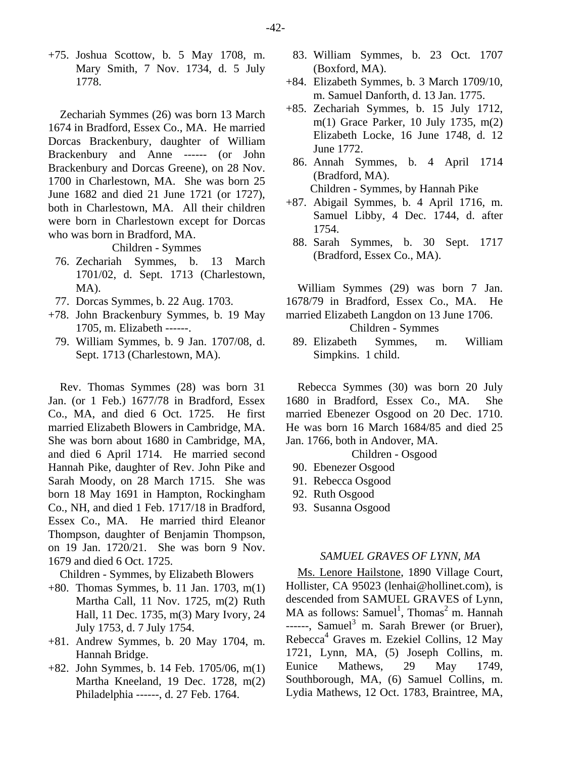+75. Joshua Scottow, b. 5 May 1708, m. Mary Smith, 7 Nov. 1734, d. 5 July 1778.

Zechariah Symmes (26) was born 13 March 1674 in Bradford, Essex Co., MA. He married Dorcas Brackenbury, daughter of William Brackenbury and Anne ------ (or John Brackenbury and Dorcas Greene), on 28 Nov. 1700 in Charlestown, MA. She was born 25 June 1682 and died 21 June 1721 (or 1727), both in Charlestown, MA. All their children were born in Charlestown except for Dorcas who was born in Bradford, MA.

Children - Symmes

76. Zechariah Symmes, b. 13 March 1701/02, d. Sept. 1713 (Charlestown, MA).
77. Dorcas Symmes, b. 22 Aug. 1703.
+78. John Brackenbury Symmes, b. 19 May 1705, m. Elizabeth ------.
79. William Symmes, b. 9 Jan. 1707/08, d. Sept. 1713 (Charlestown, MA).

Rev. Thomas Symmes (28) was born 31 Jan. (or 1 Feb.) 1677/78 in Bradford, Essex Co., MA, and died 6 Oct. 1725. He first married Elizabeth Blowers in Cambridge, MA. She was born about 1680 in Cambridge, MA, and died 6 April 1714. He married second Hannah Pike, daughter of Rev. John Pike and Sarah Moody, on 28 March 1715. She was born 18 May 1691 in Hampton, Rockingham Co., NH, and died 1 Feb. 1717/18 in Bradford, Essex Co., MA. He married third Eleanor Thompson, daughter of Benjamin Thompson, on 19 Jan. 1720/21. She was born 9 Nov. 1679 and died 6 Oct. 1725.

Children - Symmes, by Elizabeth Blowers

+80. Thomas Symmes, b. 11 Jan. 1703, m(1) Martha Call, 11 Nov. 1725, m(2) Ruth Hall, 11 Dec. 1735, m(3) Mary Ivory, 24 July 1753, d. 7 July 1754.
+81. Andrew Symmes, b. 20 May 1704, m. Hannah Bridge.
+82. John Symmes, b. 14 Feb. 1705/06, m(1) Martha Kneeland, 19 Dec. 1728, m(2) Philadelphia ------, d. 27 Feb. 1764.
83. William Symmes, b. 23 Oct. 1707 (Boxford, MA).
+84. Elizabeth Symmes, b. 3 March 1709/10, m. Samuel Danforth, d. 13 Jan. 1775.
+85. Zechariah Symmes, b. 15 July 1712, m(1) Grace Parker, 10 July 1735, m(2) Elizabeth Locke, 16 June 1748, d. 12 June 1772.
86. Annah Symmes, b. 4 April 1714 (Bradford, MA).

Children - Symmes, by Hannah Pike

+87. Abigail Symmes, b. 4 April 1716, m. Samuel Libby, 4 Dec. 1744, d. after 1754.
88. Sarah Symmes, b. 30 Sept. 1717 (Bradford, Essex Co., MA).

William Symmes (29) was born 7 Jan. 1678/79 in Bradford, Essex Co., MA. He married Elizabeth Langdon on 13 June 1706.

Children - Symmes

89. Elizabeth Symmes, m. William Simpkins. 1 child.

Rebecca Symmes (30) was born 20 July 1680 in Bradford, Essex Co., MA. She married Ebenezer Osgood on 20 Dec. 1710. He was born 16 March 1684/85 and died 25 Jan. 1766, both in Andover, MA.

Children - Osgood

90. Ebenezer Osgood
91. Rebecca Osgood
92. Ruth Osgood
93. Susanna Osgood

### *SAMUEL GRAVES OF LYNN, MA*

Ms. Lenore Hailstone, 1890 Village Court, Hollister, CA 95023 (lenhai@hollinet.com), is descended from SAMUEL GRAVES of Lynn, MA as follows: Samuel[1], Thomas[2] m. Hannah ------, Samuel[3] m. Sarah Brewer (or Bruer), Rebecca[4] Graves m. Ezekiel Collins, 12 May 1721, Lynn, MA, (5) Joseph Collins, m. Eunice Mathews, 29 May 1749, Southborough, MA, (6) Samuel Collins, m. Lydia Mathews, 12 Oct. 1783, Braintree, MA,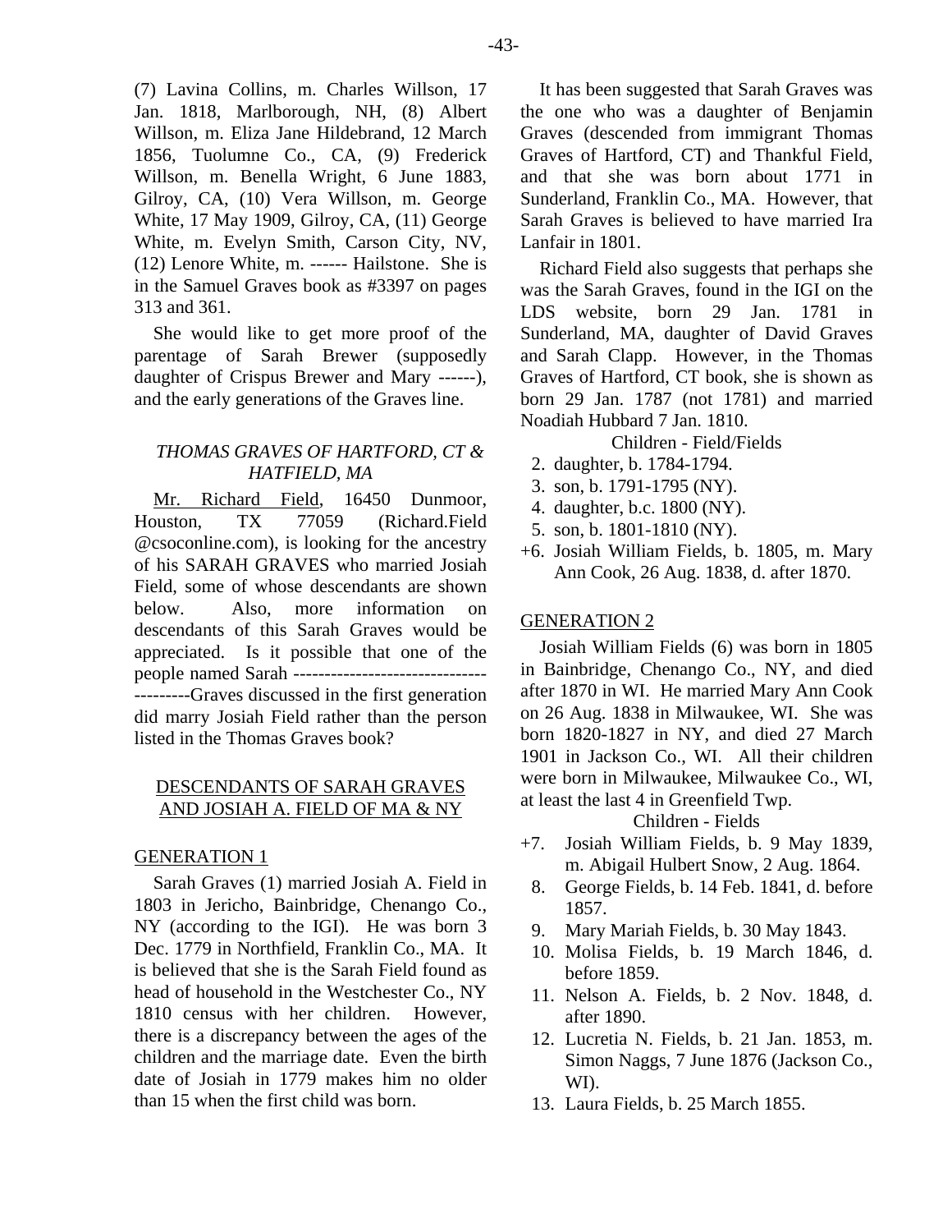(7) Lavina Collins, m. Charles Willson, 17 Jan. 1818, Marlborough, NH, (8) Albert Willson, m. Eliza Jane Hildebrand, 12 March 1856, Tuolumne Co., CA, (9) Frederick Willson, m. Benella Wright, 6 June 1883, Gilroy, CA, (10) Vera Willson, m. George White, 17 May 1909, Gilroy, CA, (11) George White, m. Evelyn Smith, Carson City, NV, (12) Lenore White, m. ------ Hailstone. She is in the Samuel Graves book as #3397 on pages 313 and 361.

She would like to get more proof of the parentage of Sarah Brewer (supposedly daughter of Crispus Brewer and Mary ------), and the early generations of the Graves line.

## *THOMAS GRAVES OF HARTFORD, CT & HATFIELD, MA*

Mr. Richard Field, 16450 Dunmoor, Houston, TX 77059 (Richard.Field@csoconline.com), is looking for the ancestry of his SARAH GRAVES who married Josiah Field, some of whose descendants are shown below. Also, more information on descendants of this Sarah Graves would be appreciated. Is it possible that one of the people named Sarah ----------------------------------------Graves discussed in the first generation did marry Josiah Field rather than the person listed in the Thomas Graves book?

## DESCENDANTS OF SARAH GRAVES AND JOSIAH A. FIELD OF MA & NY

### GENERATION 1

Sarah Graves (1) married Josiah A. Field in 1803 in Jericho, Bainbridge, Chenango Co., NY (according to the IGI). He was born 3 Dec. 1779 in Northfield, Franklin Co., MA. It is believed that she is the Sarah Field found as head of household in the Westchester Co., NY 1810 census with her children. However, there is a discrepancy between the ages of the children and the marriage date. Even the birth date of Josiah in 1779 makes him no older than 15 when the first child was born.

It has been suggested that Sarah Graves was the one who was a daughter of Benjamin Graves (descended from immigrant Thomas Graves of Hartford, CT) and Thankful Field, and that she was born about 1771 in Sunderland, Franklin Co., MA. However, that Sarah Graves is believed to have married Ira Lanfair in 1801.

Richard Field also suggests that perhaps she was the Sarah Graves, found in the IGI on the LDS website, born 29 Jan. 1781 in Sunderland, MA, daughter of David Graves and Sarah Clapp. However, in the Thomas Graves of Hartford, CT book, she is shown as born 29 Jan. 1787 (not 1781) and married Noadiah Hubbard 7 Jan. 1810.

Children - Field/Fields

2. daughter, b. 1784-1794.
3. son, b. 1791-1795 (NY).
4. daughter, b.c. 1800 (NY).
5. son, b. 1801-1810 (NY).

+6. Josiah William Fields, b. 1805, m. Mary Ann Cook, 26 Aug. 1838, d. after 1870.

### GENERATION 2

Josiah William Fields (6) was born in 1805 in Bainbridge, Chenango Co., NY, and died after 1870 in WI. He married Mary Ann Cook on 26 Aug. 1838 in Milwaukee, WI. She was born 1820-1827 in NY, and died 27 March 1901 in Jackson Co., WI. All their children were born in Milwaukee, Milwaukee Co., WI, at least the last 4 in Greenfield Twp.

Children - Fields

+7. Josiah William Fields, b. 9 May 1839, m. Abigail Hulbert Snow, 2 Aug. 1864.

8. George Fields, b. 14 Feb. 1841, d. before 1857.
9. Mary Mariah Fields, b. 30 May 1843.
10. Molisa Fields, b. 19 March 1846, d. before 1859.
11. Nelson A. Fields, b. 2 Nov. 1848, d. after 1890.
12. Lucretia N. Fields, b. 21 Jan. 1853, m. Simon Naggs, 7 June 1876 (Jackson Co., WI).
13. Laura Fields, b. 25 March 1855.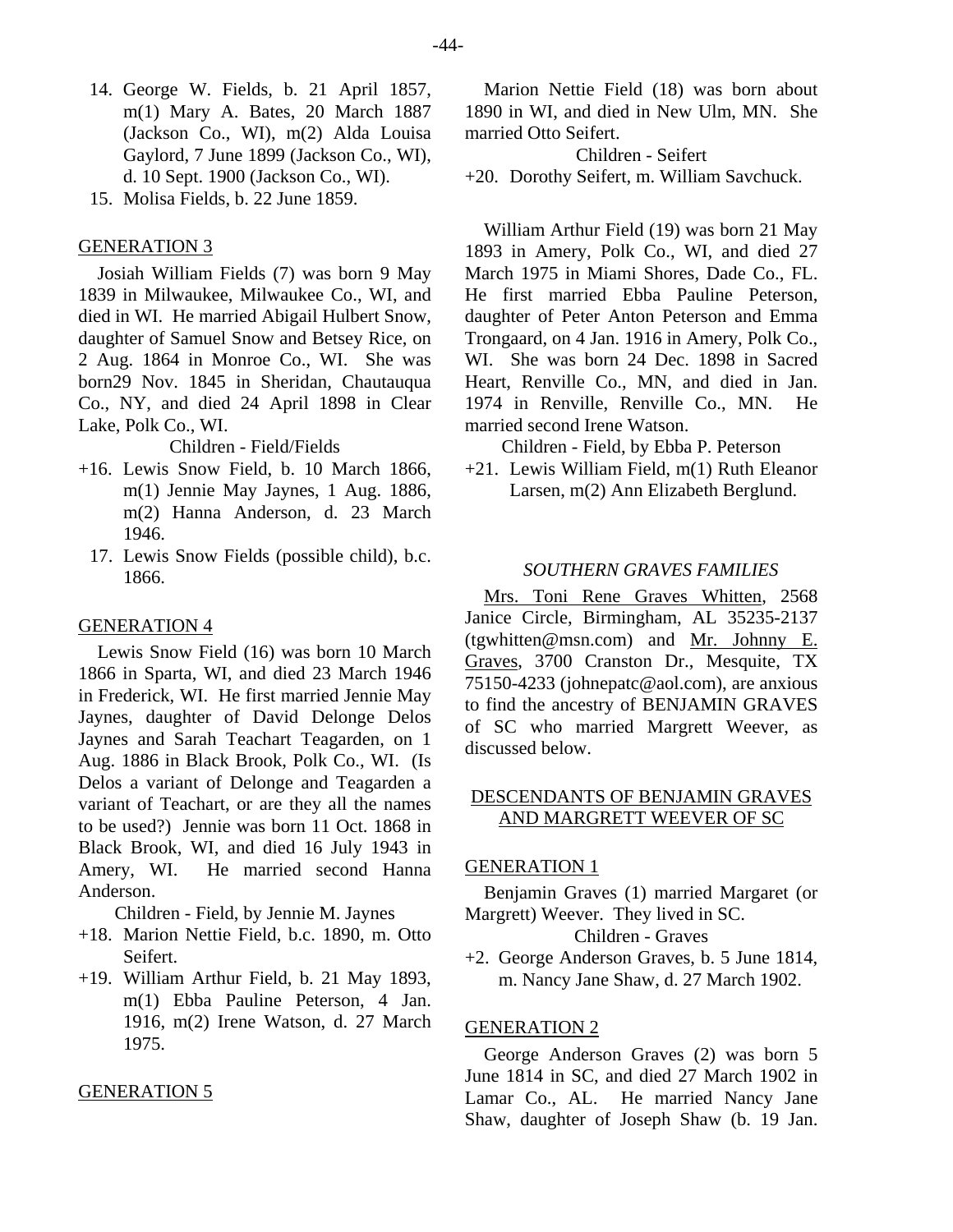14. George W. Fields, b. 21 April 1857, m(1) Mary A. Bates, 20 March 1887 (Jackson Co., WI), m(2) Alda Louisa Gaylord, 7 June 1899 (Jackson Co., WI), d. 10 Sept. 1900 (Jackson Co., WI).
15. Molisa Fields, b. 22 June 1859.

GENERATION 3

Josiah William Fields (7) was born 9 May 1839 in Milwaukee, Milwaukee Co., WI, and died in WI. He married Abigail Hulbert Snow, daughter of Samuel Snow and Betsey Rice, on 2 Aug. 1864 in Monroe Co., WI. She was born29 Nov. 1845 in Sheridan, Chautauqua Co., NY, and died 24 April 1898 in Clear Lake, Polk Co., WI.

Children - Field/Fields

+16. Lewis Snow Field, b. 10 March 1866, m(1) Jennie May Jaynes, 1 Aug. 1886, m(2) Hanna Anderson, d. 23 March 1946.
17. Lewis Snow Fields (possible child), b.c. 1866.

GENERATION 4

Lewis Snow Field (16) was born 10 March 1866 in Sparta, WI, and died 23 March 1946 in Frederick, WI. He first married Jennie May Jaynes, daughter of David Delonge Delos Jaynes and Sarah Teachart Teagarden, on 1 Aug. 1886 in Black Brook, Polk Co., WI. (Is Delos a variant of Delonge and Teagarden a variant of Teachart, or are they all the names to be used?) Jennie was born 11 Oct. 1868 in Black Brook, WI, and died 16 July 1943 in Amery, WI. He married second Hanna Anderson.

Children - Field, by Jennie M. Jaynes

+18. Marion Nettie Field, b.c. 1890, m. Otto Seifert.
+19. William Arthur Field, b. 21 May 1893, m(1) Ebba Pauline Peterson, 4 Jan. 1916, m(2) Irene Watson, d. 27 March 1975.

GENERATION 5

Marion Nettie Field (18) was born about 1890 in WI, and died in New Ulm, MN. She married Otto Seifert.

Children - Seifert

+20. Dorothy Seifert, m. William Savchuck.

William Arthur Field (19) was born 21 May 1893 in Amery, Polk Co., WI, and died 27 March 1975 in Miami Shores, Dade Co., FL. He first married Ebba Pauline Peterson, daughter of Peter Anton Peterson and Emma Trongaard, on 4 Jan. 1916 in Amery, Polk Co., WI. She was born 24 Dec. 1898 in Sacred Heart, Renville Co., MN, and died in Jan. 1974 in Renville, Renville Co., MN. He married second Irene Watson.

Children - Field, by Ebba P. Peterson

+21. Lewis William Field, m(1) Ruth Eleanor Larsen, m(2) Ann Elizabeth Berglund.

*SOUTHERN GRAVES FAMILIES*

Mrs. Toni Rene Graves Whitten, 2568 Janice Circle, Birmingham, AL 35235-2137 (tgwhitten@msn.com) and Mr. Johnny E. Graves, 3700 Cranston Dr., Mesquite, TX 75150-4233 (johnepatc@aol.com), are anxious to find the ancestry of BENJAMIN GRAVES of SC who married Margrett Weever, as discussed below.

DESCENDANTS OF BENJAMIN GRAVES AND MARGRETT WEEVER OF SC

GENERATION 1

Benjamin Graves (1) married Margaret (or Margrett) Weever. They lived in SC.

Children - Graves

+2. George Anderson Graves, b. 5 June 1814, m. Nancy Jane Shaw, d. 27 March 1902.

GENERATION 2

George Anderson Graves (2) was born 5 June 1814 in SC, and died 27 March 1902 in Lamar Co., AL. He married Nancy Jane Shaw, daughter of Joseph Shaw (b. 19 Jan.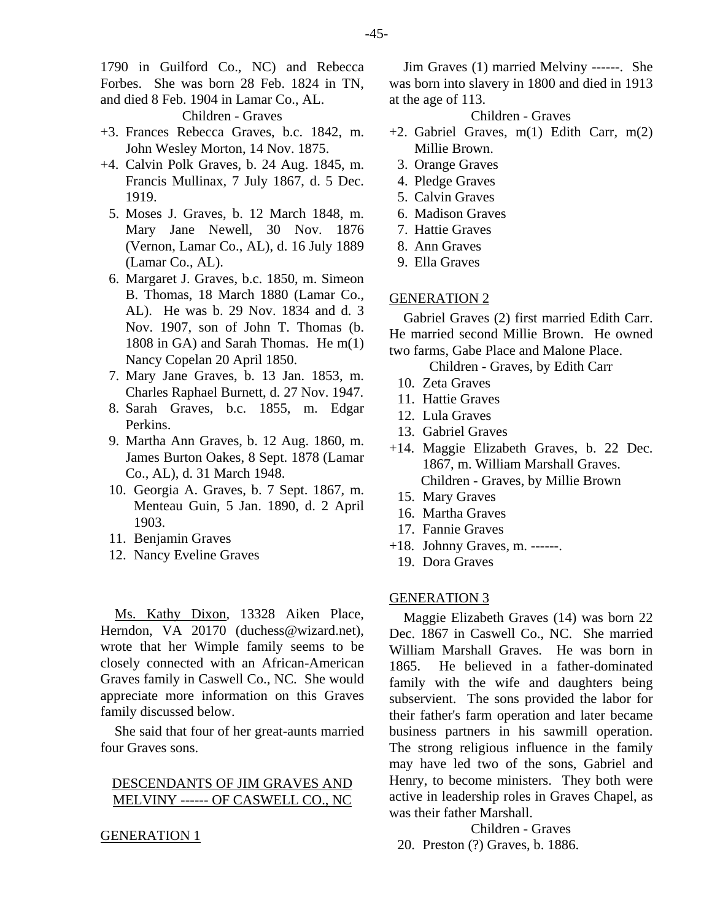1790 in Guilford Co., NC) and Rebecca Forbes. She was born 28 Feb. 1824 in TN, and died 8 Feb. 1904 in Lamar Co., AL.

Children - Graves

+3. Frances Rebecca Graves, b.c. 1842, m. John Wesley Morton, 14 Nov. 1875.
+4. Calvin Polk Graves, b. 24 Aug. 1845, m. Francis Mullinax, 7 July 1867, d. 5 Dec. 1919.
5. Moses J. Graves, b. 12 March 1848, m. Mary Jane Newell, 30 Nov. 1876 (Vernon, Lamar Co., AL), d. 16 July 1889 (Lamar Co., AL).
6. Margaret J. Graves, b.c. 1850, m. Simeon B. Thomas, 18 March 1880 (Lamar Co., AL). He was b. 29 Nov. 1834 and d. 3 Nov. 1907, son of John T. Thomas (b. 1808 in GA) and Sarah Thomas. He m(1) Nancy Copelan 20 April 1850.
7. Mary Jane Graves, b. 13 Jan. 1853, m. Charles Raphael Burnett, d. 27 Nov. 1947.
8. Sarah Graves, b.c. 1855, m. Edgar Perkins.
9. Martha Ann Graves, b. 12 Aug. 1860, m. James Burton Oakes, 8 Sept. 1878 (Lamar Co., AL), d. 31 March 1948.
10. Georgia A. Graves, b. 7 Sept. 1867, m. Menteau Guin, 5 Jan. 1890, d. 2 April 1903.
11. Benjamin Graves
12. Nancy Eveline Graves

<u>Ms. Kathy Dixon</u>, 13328 Aiken Place, Herndon, VA 20170 (duchess@wizard.net), wrote that her Wimple family seems to be closely connected with an African-American Graves family in Caswell Co., NC. She would appreciate more information on this Graves family discussed below.

She said that four of her great-aunts married four Graves sons.

## <u>DESCENDANTS OF JIM GRAVES AND MELVINY ------ OF CASWELL CO., NC</u>

### <u>GENERATION 1</u>

Jim Graves (1) married Melviny ------. She was born into slavery in 1800 and died in 1913 at the age of 113.

Children - Graves

+2. Gabriel Graves, m(1) Edith Carr, m(2) Millie Brown.
3. Orange Graves
4. Pledge Graves
5. Calvin Graves
6. Madison Graves
7. Hattie Graves
8. Ann Graves
9. Ella Graves

### <u>GENERATION 2</u>

Gabriel Graves (2) first married Edith Carr. He married second Millie Brown. He owned two farms, Gabe Place and Malone Place.

Children - Graves, by Edith Carr

10. Zeta Graves
11. Hattie Graves
12. Lula Graves
13. Gabriel Graves
+14. Maggie Elizabeth Graves, b. 22 Dec. 1867, m. William Marshall Graves.

Children - Graves, by Millie Brown

15. Mary Graves
16. Martha Graves
17. Fannie Graves
+18. Johnny Graves, m. ------.
19. Dora Graves

### <u>GENERATION 3</u>

Maggie Elizabeth Graves (14) was born 22 Dec. 1867 in Caswell Co., NC. She married William Marshall Graves. He was born in 1865. He believed in a father-dominated family with the wife and daughters being subservient. The sons provided the labor for their father's farm operation and later became business partners in his sawmill operation. The strong religious influence in the family may have led two of the sons, Gabriel and Henry, to become ministers. They both were active in leadership roles in Graves Chapel, as was their father Marshall.

Children - Graves

20. Preston (?) Graves, b. 1886.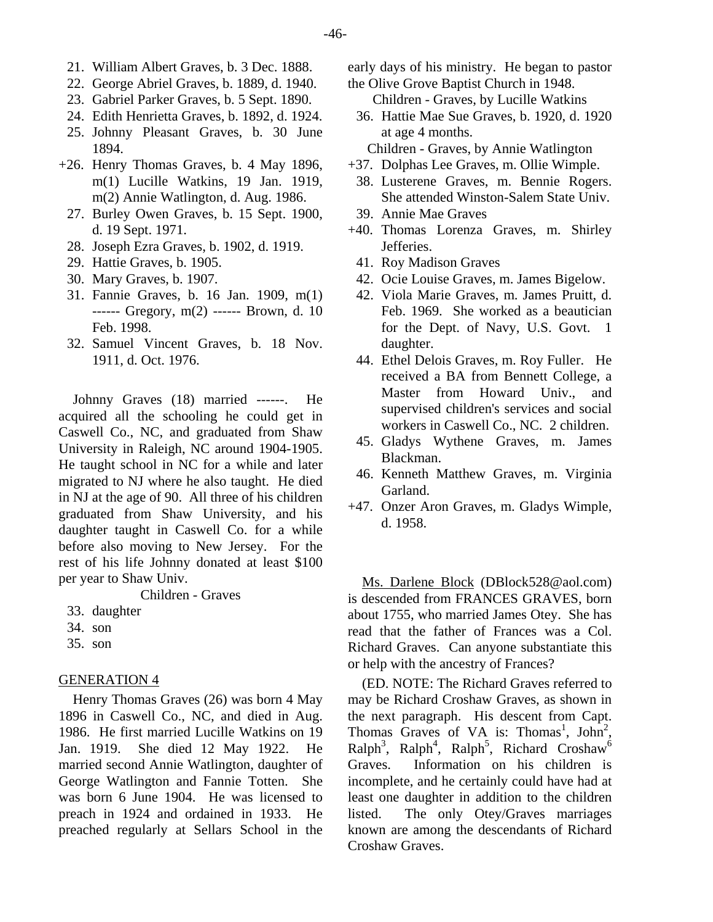21. William Albert Graves, b. 3 Dec. 1888.
22. George Abriel Graves, b. 1889, d. 1940.
23. Gabriel Parker Graves, b. 5 Sept. 1890.
24. Edith Henrietta Graves, b. 1892, d. 1924.
25. Johnny Pleasant Graves, b. 30 June 1894.

+26. Henry Thomas Graves, b. 4 May 1896, m(1) Lucille Watkins, 19 Jan. 1919, m(2) Annie Watlington, d. Aug. 1986.

27. Burley Owen Graves, b. 15 Sept. 1900, d. 19 Sept. 1971.
28. Joseph Ezra Graves, b. 1902, d. 1919.
29. Hattie Graves, b. 1905.
30. Mary Graves, b. 1907.
31. Fannie Graves, b. 16 Jan. 1909, m(1) ------ Gregory, m(2) ------ Brown, d. 10 Feb. 1998.
32. Samuel Vincent Graves, b. 18 Nov. 1911, d. Oct. 1976.

Johnny Graves (18) married ------. He acquired all the schooling he could get in Caswell Co., NC, and graduated from Shaw University in Raleigh, NC around 1904-1905. He taught school in NC for a while and later migrated to NJ where he also taught. He died in NJ at the age of 90. All three of his children graduated from Shaw University, and his daughter taught in Caswell Co. for a while before also moving to New Jersey. For the rest of his life Johnny donated at least $100 per year to Shaw Univ.

Children - Graves

33. daughter
34. son
35. son

## GENERATION 4

Henry Thomas Graves (26) was born 4 May 1896 in Caswell Co., NC, and died in Aug. 1986. He first married Lucille Watkins on 19 Jan. 1919. She died 12 May 1922. He married second Annie Watlington, daughter of George Watlington and Fannie Totten. She was born 6 June 1904. He was licensed to preach in 1924 and ordained in 1933. He preached regularly at Sellars School in the early days of his ministry. He began to pastor the Olive Grove Baptist Church in 1948.

Children - Graves, by Lucille Watkins

36. Hattie Mae Sue Graves, b. 1920, d. 1920 at age 4 months.

Children - Graves, by Annie Watlington

+37. Dolphas Lee Graves, m. Ollie Wimple.

38. Lusterene Graves, m. Bennie Rogers. She attended Winston-Salem State Univ.
39. Annie Mae Graves

+40. Thomas Lorenza Graves, m. Shirley Jefferies.

41. Roy Madison Graves
42. Ocie Louise Graves, m. James Bigelow.
42. Viola Marie Graves, m. James Pruitt, d. Feb. 1969. She worked as a beautician for the Dept. of Navy, U.S. Govt. 1 daughter.
44. Ethel Delois Graves, m. Roy Fuller. He received a BA from Bennett College, a Master from Howard Univ., and supervised children's services and social workers in Caswell Co., NC. 2 children.
45. Gladys Wythene Graves, m. James Blackman.
46. Kenneth Matthew Graves, m. Virginia Garland.

+47. Onzer Aron Graves, m. Gladys Wimple, d. 1958.

Ms. Darlene Block (DBlock528@aol.com) is descended from FRANCES GRAVES, born about 1755, who married James Otey. She has read that the father of Frances was a Col. Richard Graves. Can anyone substantiate this or help with the ancestry of Frances?

(ED. NOTE: The Richard Graves referred to may be Richard Croshaw Graves, as shown in the next paragraph. His descent from Capt. Thomas Graves of VA is: Thomas[1], John[2], Ralph[3], Ralph[4], Ralph[5], Richard Croshaw[6] Graves. Information on his children is incomplete, and he certainly could have had at least one daughter in addition to the children listed. The only Otey/Graves marriages known are among the descendants of Richard Croshaw Graves.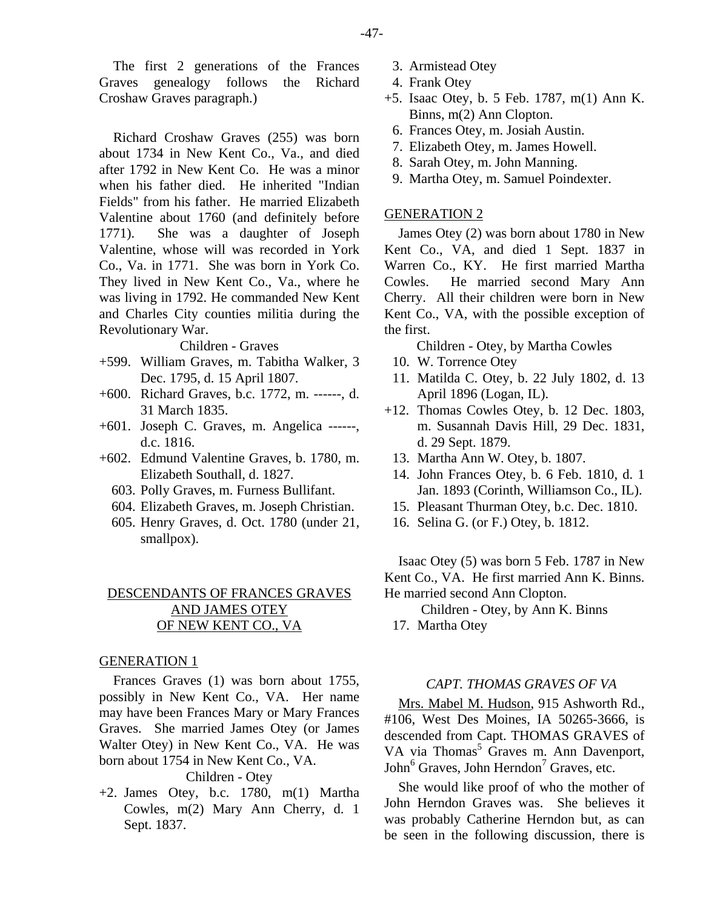The first 2 generations of the Frances Graves genealogy follows the Richard Croshaw Graves paragraph.)

Richard Croshaw Graves (255) was born about 1734 in New Kent Co., Va., and died after 1792 in New Kent Co. He was a minor when his father died. He inherited "Indian Fields" from his father. He married Elizabeth Valentine about 1760 (and definitely before 1771). She was a daughter of Joseph Valentine, whose will was recorded in York Co., Va. in 1771. She was born in York Co. They lived in New Kent Co., Va., where he was living in 1792. He commanded New Kent and Charles City counties militia during the Revolutionary War.

Children - Graves

- +599. William Graves, m. Tabitha Walker, 3 Dec. 1795, d. 15 April 1807.
- +600. Richard Graves, b.c. 1772, m. ------, d. 31 March 1835.
- +601. Joseph C. Graves, m. Angelica ------, d.c. 1816.
- +602. Edmund Valentine Graves, b. 1780, m. Elizabeth Southall, d. 1827.
- 603. Polly Graves, m. Furness Bullifant.
- 604. Elizabeth Graves, m. Joseph Christian.
- 605. Henry Graves, d. Oct. 1780 (under 21, smallpox).

## DESCENDANTS OF FRANCES GRAVES AND JAMES OTEY OF NEW KENT CO., VA

### GENERATION 1

Frances Graves (1) was born about 1755, possibly in New Kent Co., VA. Her name may have been Frances Mary or Mary Frances Graves. She married James Otey (or James Walter Otey) in New Kent Co., VA. He was born about 1754 in New Kent Co., VA.

Children - Otey

- +2. James Otey, b.c. 1780, m(1) Martha Cowles, m(2) Mary Ann Cherry, d. 1 Sept. 1837.
- 3. Armistead Otey
- 4. Frank Otey
- +5. Isaac Otey, b. 5 Feb. 1787, m(1) Ann K. Binns, m(2) Ann Clopton.
- 6. Frances Otey, m. Josiah Austin.
- 7. Elizabeth Otey, m. James Howell.
- 8. Sarah Otey, m. John Manning.
- 9. Martha Otey, m. Samuel Poindexter.

### GENERATION 2

James Otey (2) was born about 1780 in New Kent Co., VA, and died 1 Sept. 1837 in Warren Co., KY. He first married Martha Cowles. He married second Mary Ann Cherry. All their children were born in New Kent Co., VA, with the possible exception of the first.

Children - Otey, by Martha Cowles

- 10. W. Torrence Otey
- 11. Matilda C. Otey, b. 22 July 1802, d. 13 April 1896 (Logan, IL).
- +12. Thomas Cowles Otey, b. 12 Dec. 1803, m. Susannah Davis Hill, 29 Dec. 1831, d. 29 Sept. 1879.
- 13. Martha Ann W. Otey, b. 1807.
- 14. John Frances Otey, b. 6 Feb. 1810, d. 1 Jan. 1893 (Corinth, Williamson Co., IL).
- 15. Pleasant Thurman Otey, b.c. Dec. 1810.
- 16. Selina G. (or F.) Otey, b. 1812.

Isaac Otey (5) was born 5 Feb. 1787 in New Kent Co., VA. He first married Ann K. Binns. He married second Ann Clopton.

Children - Otey, by Ann K. Binns

- 17. Martha Otey

## *CAPT. THOMAS GRAVES OF VA*

Mrs. Mabel M. Hudson, 915 Ashworth Rd., #106, West Des Moines, IA 50265-3666, is descended from Capt. THOMAS GRAVES of VA via Thomas[5] Graves m. Ann Davenport, John[6] Graves, John Herndon[7] Graves, etc.

She would like proof of who the mother of John Herndon Graves was. She believes it was probably Catherine Herndon but, as can be seen in the following discussion, there is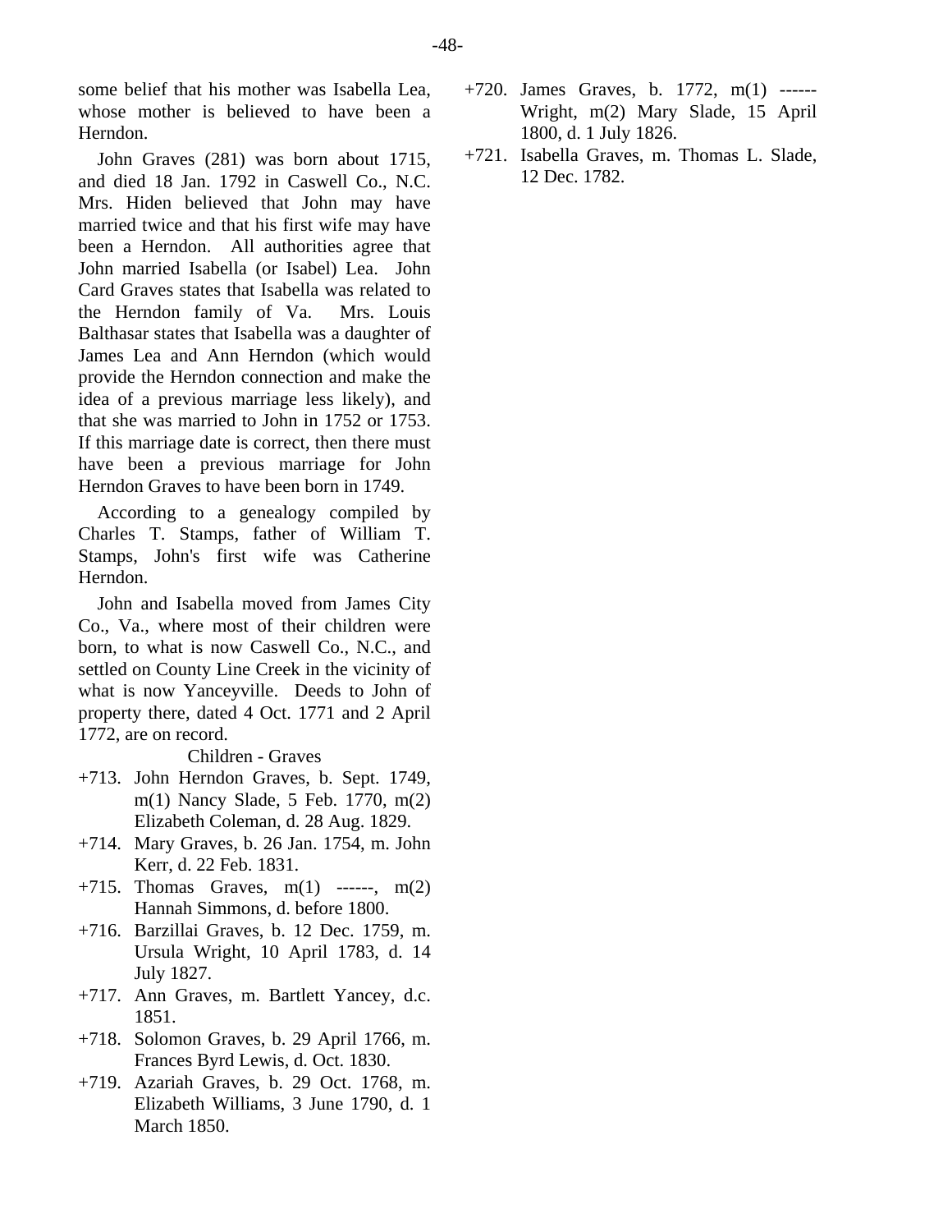some belief that his mother was Isabella Lea, whose mother is believed to have been a Herndon.

John Graves (281) was born about 1715, and died 18 Jan. 1792 in Caswell Co., N.C. Mrs. Hiden believed that John may have married twice and that his first wife may have been a Herndon. All authorities agree that John married Isabella (or Isabel) Lea. John Card Graves states that Isabella was related to the Herndon family of Va. Mrs. Louis Balthasar states that Isabella was a daughter of James Lea and Ann Herndon (which would provide the Herndon connection and make the idea of a previous marriage less likely), and that she was married to John in 1752 or 1753. If this marriage date is correct, then there must have been a previous marriage for John Herndon Graves to have been born in 1749.

According to a genealogy compiled by Charles T. Stamps, father of William T. Stamps, John's first wife was Catherine Herndon.

John and Isabella moved from James City Co., Va., where most of their children were born, to what is now Caswell Co., N.C., and settled on County Line Creek in the vicinity of what is now Yanceyville. Deeds to John of property there, dated 4 Oct. 1771 and 2 April 1772, are on record.

Children - Graves

+713. John Herndon Graves, b. Sept. 1749, m(1) Nancy Slade, 5 Feb. 1770, m(2) Elizabeth Coleman, d. 28 Aug. 1829.

+714. Mary Graves, b. 26 Jan. 1754, m. John Kerr, d. 22 Feb. 1831.

+715. Thomas Graves, m(1) ------, m(2) Hannah Simmons, d. before 1800.

+716. Barzillai Graves, b. 12 Dec. 1759, m. Ursula Wright, 10 April 1783, d. 14 July 1827.

+717. Ann Graves, m. Bartlett Yancey, d.c. 1851.

+718. Solomon Graves, b. 29 April 1766, m. Frances Byrd Lewis, d. Oct. 1830.

+719. Azariah Graves, b. 29 Oct. 1768, m. Elizabeth Williams, 3 June 1790, d. 1 March 1850.

+720. James Graves, b. 1772, m(1) ------ Wright, m(2) Mary Slade, 15 April 1800, d. 1 July 1826.

+721. Isabella Graves, m. Thomas L. Slade, 12 Dec. 1782.